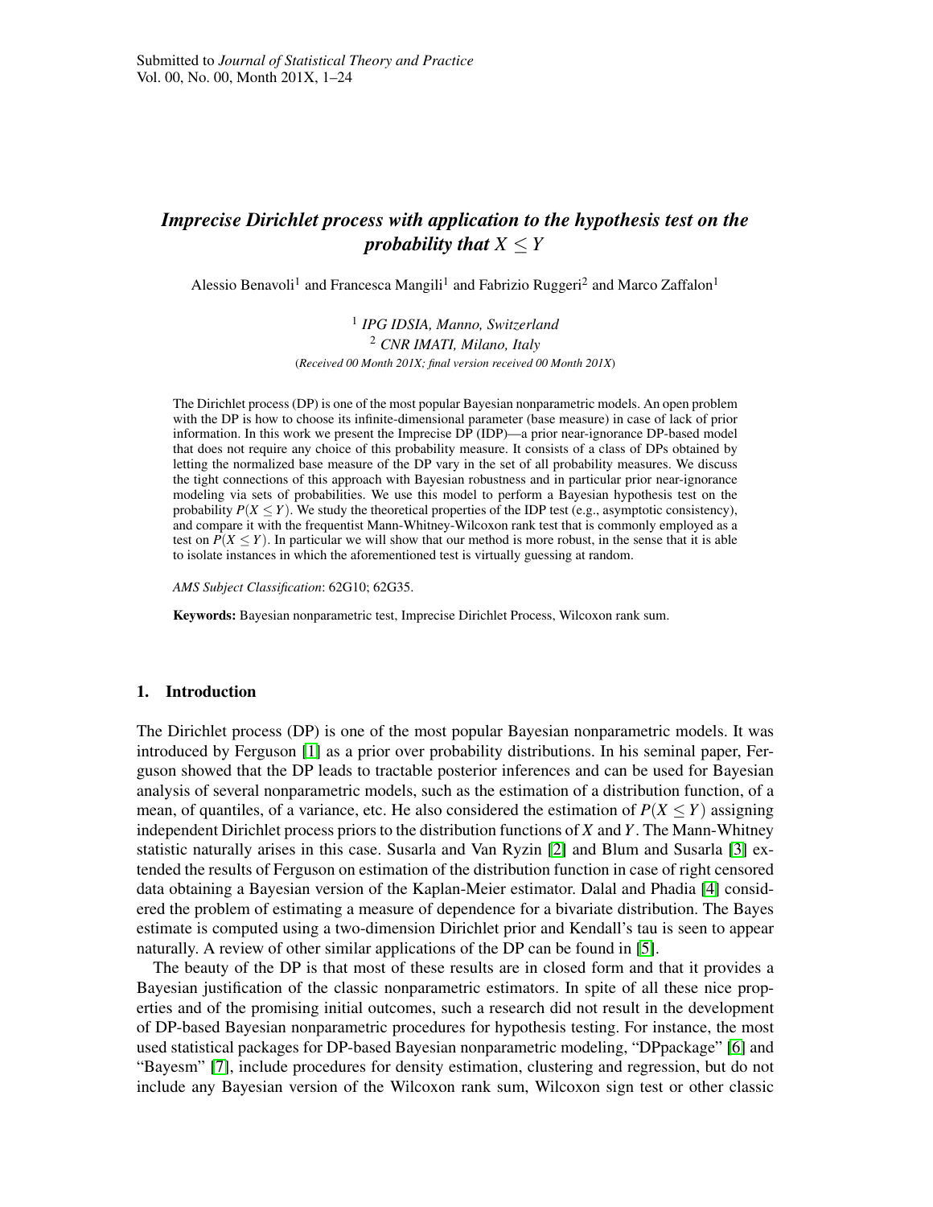Submitted to *Journal of Statistical Theory and Practice*
Vol. 00, No. 00, Month 201X, 1–24

# *Imprecise Dirichlet process with application to the hypothesis test on the probability that $X \leq Y$*

Alessio Benavoli[1] and Francesca Mangili[1] and Fabrizio Ruggeri[2] and Marco Zaffalon[1]

[1] *IPG IDSIA, Manno, Switzerland*
[2] *CNR IMATI, Milano, Italy*
(*Received 00 Month 201X; final version received 00 Month 201X*)

The Dirichlet process (DP) is one of the most popular Bayesian nonparametric models. An open problem with the DP is how to choose its infinite-dimensional parameter (base measure) in case of lack of prior information. In this work we present the Imprecise DP (IDP)—a prior near-ignorance DP-based model that does not require any choice of this probability measure. It consists of a class of DPs obtained by letting the normalized base measure of the DP vary in the set of all probability measures. We discuss the tight connections of this approach with Bayesian robustness and in particular prior near-ignorance modeling via sets of probabilities. We use this model to perform a Bayesian hypothesis test on the probability $P(X \leq Y)$. We study the theoretical properties of the IDP test (e.g., asymptotic consistency), and compare it with the frequentist Mann-Whitney-Wilcoxon rank test that is commonly employed as a test on $P(X \leq Y)$. In particular we will show that our method is more robust, in the sense that it is able to isolate instances in which the aforementioned test is virtually guessing at random.

*AMS Subject Classification*: 62G10; 62G35.

**Keywords:** Bayesian nonparametric test, Imprecise Dirichlet Process, Wilcoxon rank sum.

## 1. Introduction

The Dirichlet process (DP) is one of the most popular Bayesian nonparametric models. It was introduced by Ferguson [1] as a prior over probability distributions. In his seminal paper, Ferguson showed that the DP leads to tractable posterior inferences and can be used for Bayesian analysis of several nonparametric models, such as the estimation of a distribution function, of a mean, of quantiles, of a variance, etc. He also considered the estimation of $P(X \leq Y)$ assigning independent Dirichlet process priors to the distribution functions of $X$ and $Y$. The Mann-Whitney statistic naturally arises in this case. Susarla and Van Ryzin [2] and Blum and Susarla [3] extended the results of Ferguson on estimation of the distribution function in case of right censored data obtaining a Bayesian version of the Kaplan-Meier estimator. Dalal and Phadia [4] considered the problem of estimating a measure of dependence for a bivariate distribution. The Bayes estimate is computed using a two-dimension Dirichlet prior and Kendall's tau is seen to appear naturally. A review of other similar applications of the DP can be found in [5].

The beauty of the DP is that most of these results are in closed form and that it provides a Bayesian justification of the classic nonparametric estimators. In spite of all these nice properties and of the promising initial outcomes, such a research did not result in the development of DP-based Bayesian nonparametric procedures for hypothesis testing. For instance, the most used statistical packages for DP-based Bayesian nonparametric modeling, "DPpackage" [6] and "Bayesm" [7], include procedures for density estimation, clustering and regression, but do not include any Bayesian version of the Wilcoxon rank sum, Wilcoxon sign test or other classic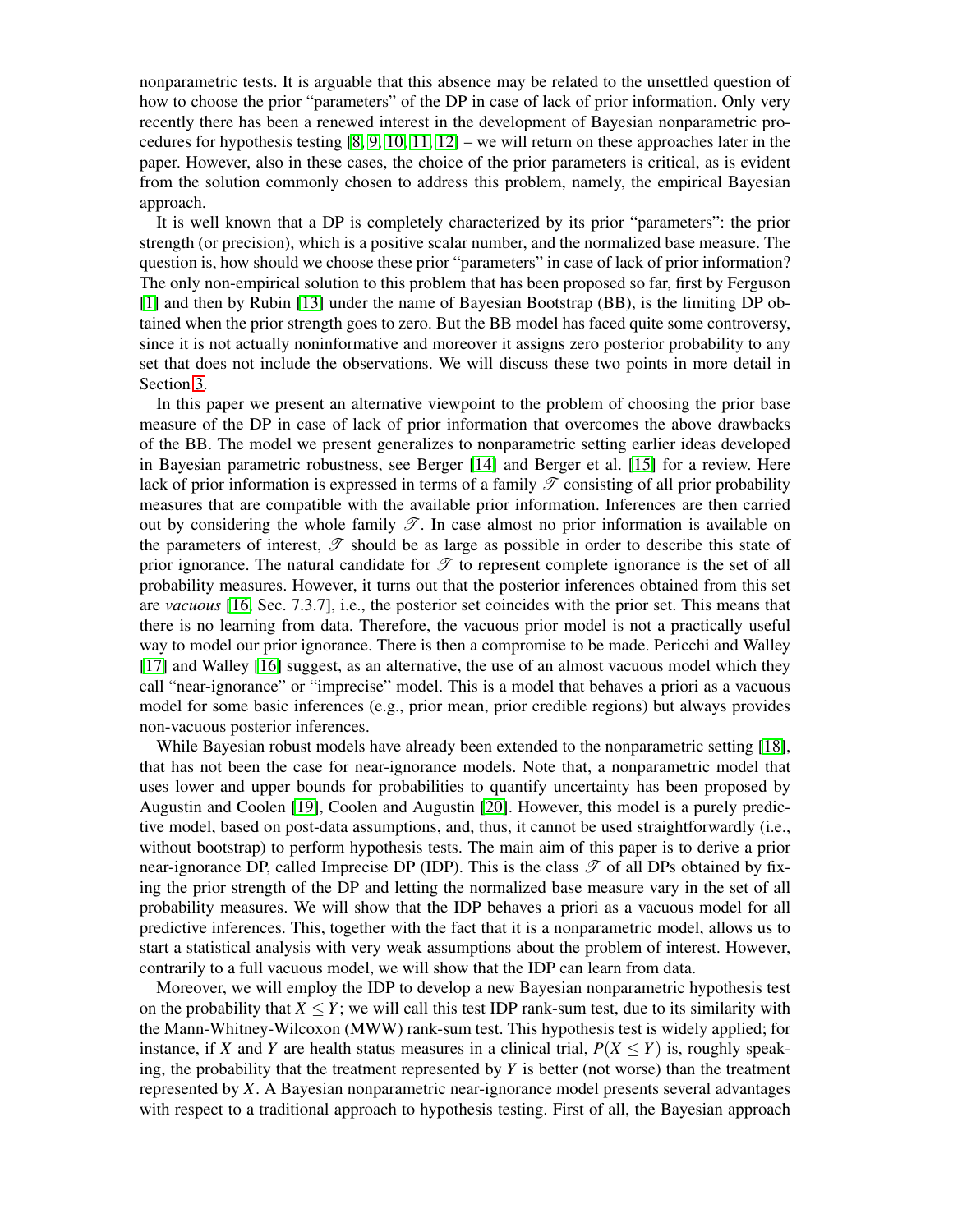nonparametric tests. It is arguable that this absence may be related to the unsettled question of how to choose the prior "parameters" of the DP in case of lack of prior information. Only very recently there has been a renewed interest in the development of Bayesian nonparametric procedures for hypothesis testing [8, 9, 10, 11, 12] – we will return on these approaches later in the paper. However, also in these cases, the choice of the prior parameters is critical, as is evident from the solution commonly chosen to address this problem, namely, the empirical Bayesian approach.

It is well known that a DP is completely characterized by its prior "parameters": the prior strength (or precision), which is a positive scalar number, and the normalized base measure. The question is, how should we choose these prior "parameters" in case of lack of prior information? The only non-empirical solution to this problem that has been proposed so far, first by Ferguson [1] and then by Rubin [13] under the name of Bayesian Bootstrap (BB), is the limiting DP obtained when the prior strength goes to zero. But the BB model has faced quite some controversy, since it is not actually noninformative and moreover it assigns zero posterior probability to any set that does not include the observations. We will discuss these two points in more detail in Section 3.

In this paper we present an alternative viewpoint to the problem of choosing the prior base measure of the DP in case of lack of prior information that overcomes the above drawbacks of the BB. The model we present generalizes to nonparametric setting earlier ideas developed in Bayesian parametric robustness, see Berger [14] and Berger et al. [15] for a review. Here lack of prior information is expressed in terms of a family $\mathscr{T}$ consisting of all prior probability measures that are compatible with the available prior information. Inferences are then carried out by considering the whole family $\mathscr{T}$. In case almost no prior information is available on the parameters of interest, $\mathscr{T}$ should be as large as possible in order to describe this state of prior ignorance. The natural candidate for $\mathscr{T}$ to represent complete ignorance is the set of all probability measures. However, it turns out that the posterior inferences obtained from this set are *vacuous* [16, Sec. 7.3.7], i.e., the posterior set coincides with the prior set. This means that there is no learning from data. Therefore, the vacuous prior model is not a practically useful way to model our prior ignorance. There is then a compromise to be made. Pericchi and Walley [17] and Walley [16] suggest, as an alternative, the use of an almost vacuous model which they call "near-ignorance" or "imprecise" model. This is a model that behaves a priori as a vacuous model for some basic inferences (e.g., prior mean, prior credible regions) but always provides non-vacuous posterior inferences.

While Bayesian robust models have already been extended to the nonparametric setting [18], that has not been the case for near-ignorance models. Note that, a nonparametric model that uses lower and upper bounds for probabilities to quantify uncertainty has been proposed by Augustin and Coolen [19], Coolen and Augustin [20]. However, this model is a purely predictive model, based on post-data assumptions, and, thus, it cannot be used straightforwardly (i.e., without bootstrap) to perform hypothesis tests. The main aim of this paper is to derive a prior near-ignorance DP, called Imprecise DP (IDP). This is the class $\mathscr{T}$ of all DPs obtained by fixing the prior strength of the DP and letting the normalized base measure vary in the set of all probability measures. We will show that the IDP behaves a priori as a vacuous model for all predictive inferences. This, together with the fact that it is a nonparametric model, allows us to start a statistical analysis with very weak assumptions about the problem of interest. However, contrarily to a full vacuous model, we will show that the IDP can learn from data.

Moreover, we will employ the IDP to develop a new Bayesian nonparametric hypothesis test on the probability that $X \leq Y$; we will call this test IDP rank-sum test, due to its similarity with the Mann-Whitney-Wilcoxon (MWW) rank-sum test. This hypothesis test is widely applied; for instance, if $X$ and $Y$ are health status measures in a clinical trial, $P(X \leq Y)$ is, roughly speaking, the probability that the treatment represented by $Y$ is better (not worse) than the treatment represented by $X$. A Bayesian nonparametric near-ignorance model presents several advantages with respect to a traditional approach to hypothesis testing. First of all, the Bayesian approach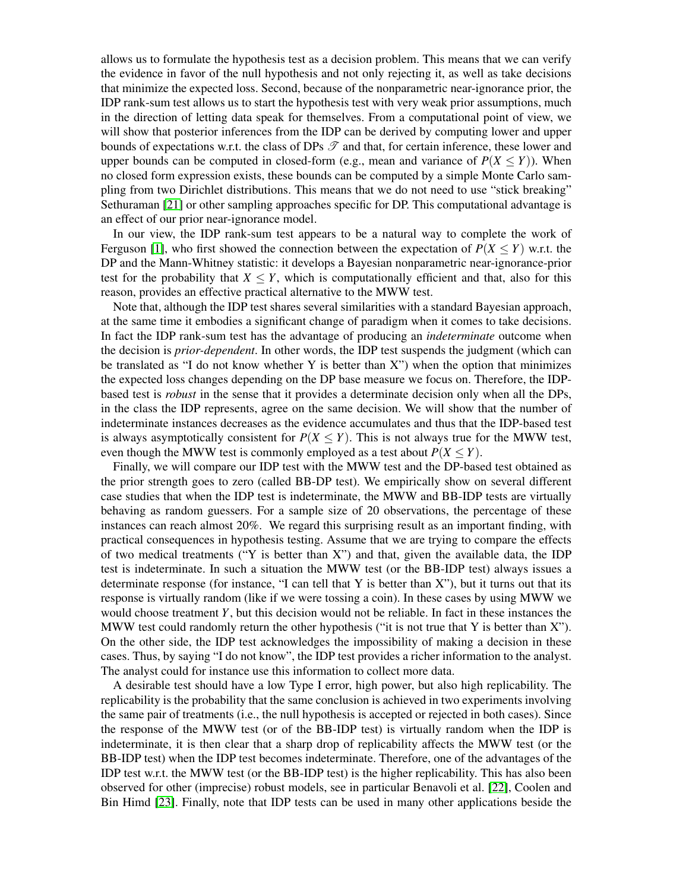allows us to formulate the hypothesis test as a decision problem. This means that we can verify the evidence in favor of the null hypothesis and not only rejecting it, as well as take decisions that minimize the expected loss. Second, because of the nonparametric near-ignorance prior, the IDP rank-sum test allows us to start the hypothesis test with very weak prior assumptions, much in the direction of letting data speak for themselves. From a computational point of view, we will show that posterior inferences from the IDP can be derived by computing lower and upper bounds of expectations w.r.t. the class of DPs $\mathscr{T}$ and that, for certain inference, these lower and upper bounds can be computed in closed-form (e.g., mean and variance of $P(X \leq Y)$). When no closed form expression exists, these bounds can be computed by a simple Monte Carlo sampling from two Dirichlet distributions. This means that we do not need to use "stick breaking" Sethuraman [21] or other sampling approaches specific for DP. This computational advantage is an effect of our prior near-ignorance model.

In our view, the IDP rank-sum test appears to be a natural way to complete the work of Ferguson [1], who first showed the connection between the expectation of $P(X \leq Y)$ w.r.t. the DP and the Mann-Whitney statistic: it develops a Bayesian nonparametric near-ignorance-prior test for the probability that $X \leq Y$, which is computationally efficient and that, also for this reason, provides an effective practical alternative to the MWW test.

Note that, although the IDP test shares several similarities with a standard Bayesian approach, at the same time it embodies a significant change of paradigm when it comes to take decisions. In fact the IDP rank-sum test has the advantage of producing an *indeterminate* outcome when the decision is *prior-dependent*. In other words, the IDP test suspends the judgment (which can be translated as "I do not know whether Y is better than X") when the option that minimizes the expected loss changes depending on the DP base measure we focus on. Therefore, the IDP-based test is *robust* in the sense that it provides a determinate decision only when all the DPs, in the class the IDP represents, agree on the same decision. We will show that the number of indeterminate instances decreases as the evidence accumulates and thus that the IDP-based test is always asymptotically consistent for $P(X \leq Y)$. This is not always true for the MWW test, even though the MWW test is commonly employed as a test about $P(X \leq Y)$.

Finally, we will compare our IDP test with the MWW test and the DP-based test obtained as the prior strength goes to zero (called BB-DP test). We empirically show on several different case studies that when the IDP test is indeterminate, the MWW and BB-IDP tests are virtually behaving as random guessers. For a sample size of 20 observations, the percentage of these instances can reach almost 20%. We regard this surprising result as an important finding, with practical consequences in hypothesis testing. Assume that we are trying to compare the effects of two medical treatments ("Y is better than X") and that, given the available data, the IDP test is indeterminate. In such a situation the MWW test (or the BB-IDP test) always issues a determinate response (for instance, "I can tell that Y is better than X"), but it turns out that its response is virtually random (like if we were tossing a coin). In these cases by using MWW we would choose treatment $Y$, but this decision would not be reliable. In fact in these instances the MWW test could randomly return the other hypothesis ("it is not true that Y is better than X"). On the other side, the IDP test acknowledges the impossibility of making a decision in these cases. Thus, by saying "I do not know", the IDP test provides a richer information to the analyst. The analyst could for instance use this information to collect more data.

A desirable test should have a low Type I error, high power, but also high replicability. The replicability is the probability that the same conclusion is achieved in two experiments involving the same pair of treatments (i.e., the null hypothesis is accepted or rejected in both cases). Since the response of the MWW test (or of the BB-IDP test) is virtually random when the IDP is indeterminate, it is then clear that a sharp drop of replicability affects the MWW test (or the BB-IDP test) when the IDP test becomes indeterminate. Therefore, one of the advantages of the IDP test w.r.t. the MWW test (or the BB-IDP test) is the higher replicability. This has also been observed for other (imprecise) robust models, see in particular Benavoli et al. [22], Coolen and Bin Himd [23]. Finally, note that IDP tests can be used in many other applications beside the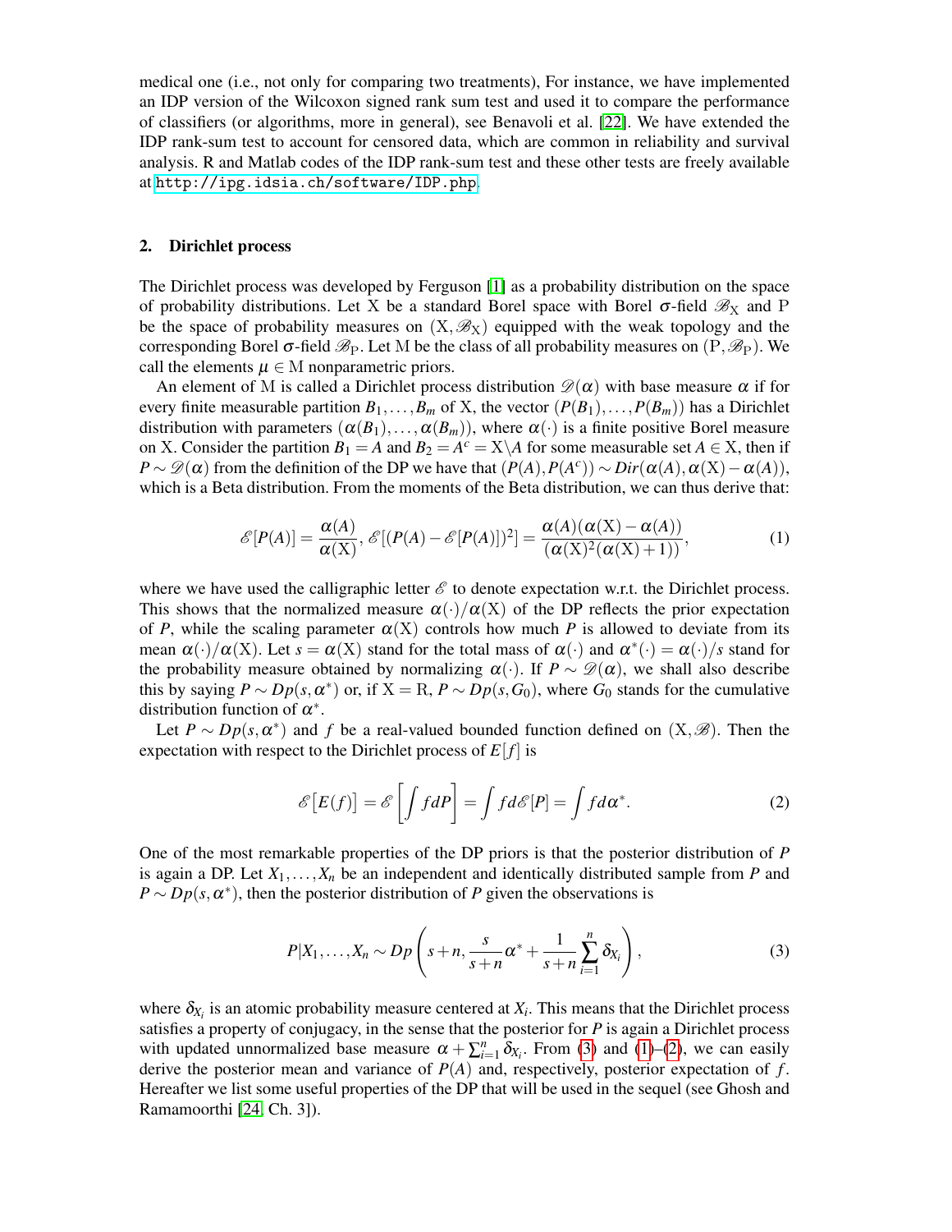medical one (i.e., not only for comparing two treatments), For instance, we have implemented an IDP version of the Wilcoxon signed rank sum test and used it to compare the performance of classifiers (or algorithms, more in general), see Benavoli et al. [22]. We have extended the IDP rank-sum test to account for censored data, which are common in reliability and survival analysis. R and Matlab codes of the IDP rank-sum test and these other tests are freely available at http://ipg.idsia.ch/software/IDP.php.

## 2. Dirichlet process

The Dirichlet process was developed by Ferguson [1] as a probability distribution on the space of probability distributions. Let $\mathrm{X}$ be a standard Borel space with Borel $\sigma$-field $\mathscr{B}_{\mathrm{X}}$ and $\mathrm{P}$ be the space of probability measures on $(\mathrm{X}, \mathscr{B}_{\mathrm{X}})$ equipped with the weak topology and the corresponding Borel $\sigma$-field $\mathscr{B}_{\mathrm{P}}$. Let $\mathrm{M}$ be the class of all probability measures on $(\mathrm{P}, \mathscr{B}_{\mathrm{P}})$. We call the elements $\mu \in \mathrm{M}$ nonparametric priors.

An element of $\mathrm{M}$ is called a Dirichlet process distribution $\mathscr{D}(\alpha)$ with base measure $\alpha$ if for every finite measurable partition $B_1, \dots, B_m$ of $\mathrm{X}$, the vector $(P(B_1), \dots, P(B_m))$ has a Dirichlet distribution with parameters $(\alpha(B_1), \dots, \alpha(B_m))$, where $\alpha(\cdot)$ is a finite positive Borel measure on $\mathrm{X}$. Consider the partition $B_1 = A$ and $B_2 = A^c = \mathrm{X} \backslash A$ for some measurable set $A \in \mathrm{X}$, then if $P \sim \mathscr{D}(\alpha)$ from the definition of the DP we have that $(P(A), P(A^c)) \sim Dir(\alpha(A), \alpha(\mathrm{X}) - \alpha(A))$, which is a Beta distribution. From the moments of the Beta distribution, we can thus derive that:

$$\mathscr{E}[P(A)] = \frac{\alpha(A)}{\alpha(\mathrm{X})}, \; \mathscr{E}[(P(A) - \mathscr{E}[P(A)])^2] = \frac{\alpha(A)(\alpha(\mathrm{X}) - \alpha(A))}{(\alpha(\mathrm{X})^2(\alpha(\mathrm{X}) + 1))}, \tag{1}$$

where we have used the calligraphic letter $\mathscr{E}$ to denote expectation w.r.t. the Dirichlet process. This shows that the normalized measure $\alpha(\cdot)/\alpha(\mathrm{X})$ of the DP reflects the prior expectation of $P$, while the scaling parameter $\alpha(\mathrm{X})$ controls how much $P$ is allowed to deviate from its mean $\alpha(\cdot)/\alpha(\mathrm{X})$. Let $s = \alpha(\mathrm{X})$ stand for the total mass of $\alpha(\cdot)$ and $\alpha^*(\cdot) = \alpha(\cdot)/s$ stand for the probability measure obtained by normalizing $\alpha(\cdot)$. If $P \sim \mathscr{D}(\alpha)$, we shall also describe this by saying $P \sim Dp(s, \alpha^*)$ or, if $\mathrm{X} = \mathrm{R}$, $P \sim Dp(s, G_0)$, where $G_0$ stands for the cumulative distribution function of $\alpha^*$.

Let $P \sim Dp(s, \alpha^*)$ and $f$ be a real-valued bounded function defined on $(\mathrm{X}, \mathscr{B})$. Then the expectation with respect to the Dirichlet process of $E[f]$ is

$$\mathscr{E}\big[E(f)\big] = \mathscr{E}\left[\int f dP\right] = \int f d\mathscr{E}[P] = \int f d\alpha^*. \tag{2}$$

One of the most remarkable properties of the DP priors is that the posterior distribution of $P$ is again a DP. Let $X_1, \dots, X_n$ be an independent and identically distributed sample from $P$ and $P \sim Dp(s, \alpha^*)$, then the posterior distribution of $P$ given the observations is

$$P|X_1, \dots, X_n \sim Dp\left(s + n, \frac{s}{s+n}\alpha^* + \frac{1}{s+n}\sum_{i=1}^n \delta_{X_i}\right), \tag{3}$$

where $\delta_{X_i}$ is an atomic probability measure centered at $X_i$. This means that the Dirichlet process satisfies a property of conjugacy, in the sense that the posterior for $P$ is again a Dirichlet process with updated unnormalized base measure $\alpha + \sum_{i=1}^n \delta_{X_i}$. From (3) and (1)–(2), we can easily derive the posterior mean and variance of $P(A)$ and, respectively, posterior expectation of $f$. Hereafter we list some useful properties of the DP that will be used in the sequel (see Ghosh and Ramamoorthi [24, Ch. 3]).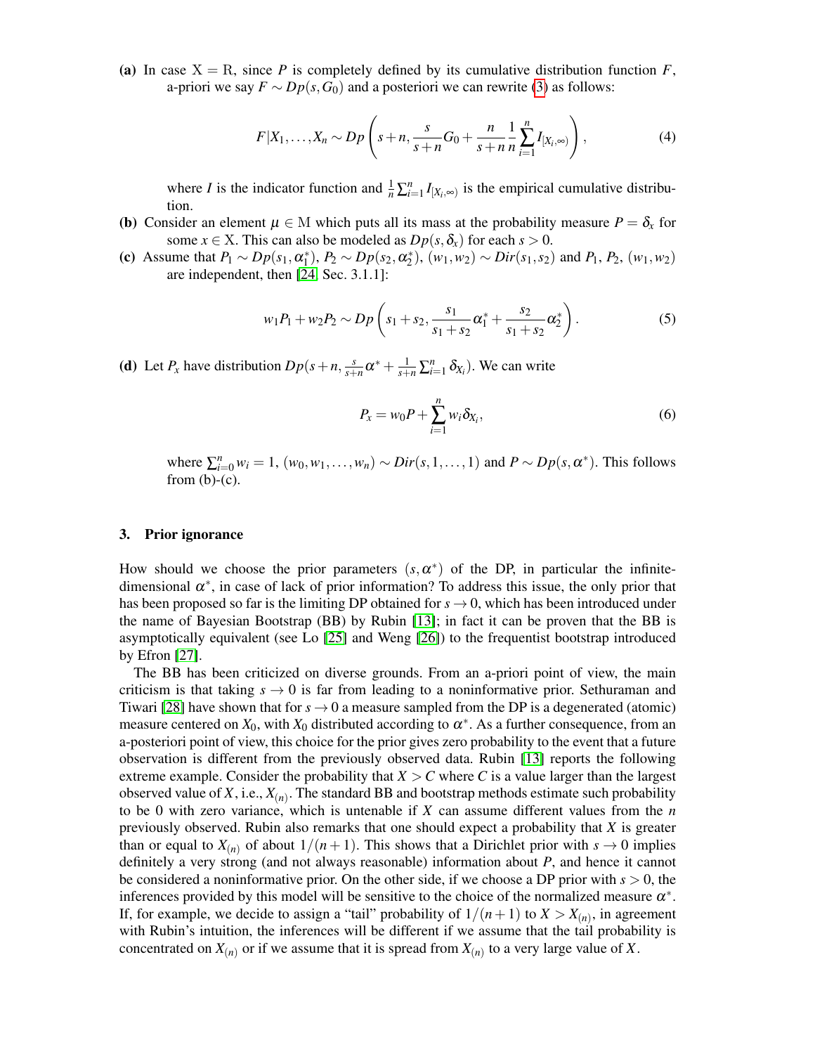**(a)** In case $\mathbb{X} = \mathbb{R}$, since $P$ is completely defined by its cumulative distribution function $F$, a-priori we say $F \sim Dp(s, G_0)$ and a posteriori we can rewrite (3) as follows:

$$F|X_1, \ldots, X_n \sim Dp\left(s+n, \frac{s}{s+n}G_0 + \frac{n}{s+n}\frac{1}{n}\sum_{i=1}^{n} I_{[X_i,\infty)}\right), \tag{4}$$

where $I$ is the indicator function and $\frac{1}{n}\sum_{i=1}^{n} I_{[X_i,\infty)}$ is the empirical cumulative distribution.

**(b)** Consider an element $\mu \in \mathbb{M}$ which puts all its mass at the probability measure $P = \delta_x$ for some $x \in \mathbb{X}$. This can also be modeled as $Dp(s, \delta_x)$ for each $s > 0$.

**(c)** Assume that $P_1 \sim Dp(s_1, \alpha_1^*)$, $P_2 \sim Dp(s_2, \alpha_2^*)$, $(w_1, w_2) \sim Dir(s_1, s_2)$ and $P_1$, $P_2$, $(w_1, w_2)$ are independent, then [24, Sec. 3.1.1]:

$$w_1 P_1 + w_2 P_2 \sim Dp\left(s_1 + s_2, \frac{s_1}{s_1+s_2}\alpha_1^* + \frac{s_2}{s_1+s_2}\alpha_2^*\right). \tag{5}$$

**(d)** Let $P_x$ have distribution $Dp(s+n, \frac{s}{s+n}\alpha^* + \frac{1}{s+n}\sum_{i=1}^{n}\delta_{X_i})$. We can write

$$P_x = w_0 P + \sum_{i=1}^{n} w_i \delta_{X_i}, \tag{6}$$

where $\sum_{i=0}^{n} w_i = 1$, $(w_0, w_1, \ldots, w_n) \sim Dir(s, 1, \ldots, 1)$ and $P \sim Dp(s, \alpha^*)$. This follows from (b)-(c).

## 3. Prior ignorance

How should we choose the prior parameters $(s, \alpha^*)$ of the DP, in particular the infinite-dimensional $\alpha^*$, in case of lack of prior information? To address this issue, the only prior that has been proposed so far is the limiting DP obtained for $s \to 0$, which has been introduced under the name of Bayesian Bootstrap (BB) by Rubin [13]; in fact it can be proven that the BB is asymptotically equivalent (see Lo [25] and Weng [26]) to the frequentist bootstrap introduced by Efron [27].

The BB has been criticized on diverse grounds. From an a-priori point of view, the main criticism is that taking $s \to 0$ is far from leading to a noninformative prior. Sethuraman and Tiwari [28] have shown that for $s \to 0$ a measure sampled from the DP is a degenerated (atomic) measure centered on $X_0$, with $X_0$ distributed according to $\alpha^*$. As a further consequence, from an a-posteriori point of view, this choice for the prior gives zero probability to the event that a future observation is different from the previously observed data. Rubin [13] reports the following extreme example. Consider the probability that $X > C$ where $C$ is a value larger than the largest observed value of $X$, i.e., $X_{(n)}$. The standard BB and bootstrap methods estimate such probability to be 0 with zero variance, which is untenable if $X$ can assume different values from the $n$ previously observed. Rubin also remarks that one should expect a probability that $X$ is greater than or equal to $X_{(n)}$ of about $1/(n+1)$. This shows that a Dirichlet prior with $s \to 0$ implies definitely a very strong (and not always reasonable) information about $P$, and hence it cannot be considered a noninformative prior. On the other side, if we choose a DP prior with $s > 0$, the inferences provided by this model will be sensitive to the choice of the normalized measure $\alpha^*$. If, for example, we decide to assign a "tail" probability of $1/(n+1)$ to $X > X_{(n)}$, in agreement with Rubin's intuition, the inferences will be different if we assume that the tail probability is concentrated on $X_{(n)}$ or if we assume that it is spread from $X_{(n)}$ to a very large value of $X$.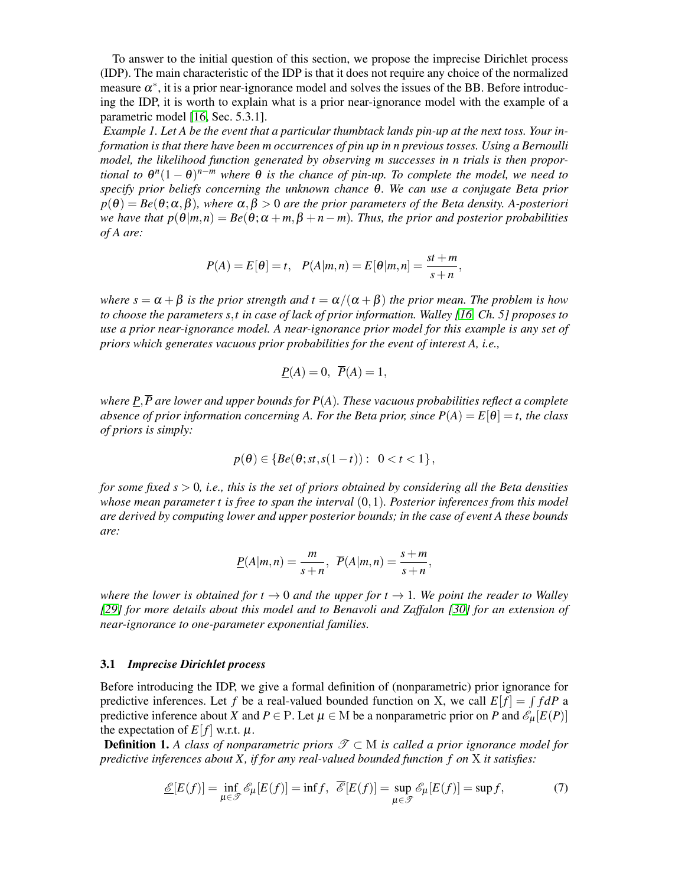To answer to the initial question of this section, we propose the imprecise Dirichlet process (IDP). The main characteristic of the IDP is that it does not require any choice of the normalized measure $\alpha^*$, it is a prior near-ignorance model and solves the issues of the BB. Before introducing the IDP, it is worth to explain what is a prior near-ignorance model with the example of a parametric model [16, Sec. 5.3.1].

*Example 1. Let A be the event that a particular thumbtack lands pin-up at the next toss. Your information is that there have been m occurrences of pin up in n previous tosses. Using a Bernoulli model, the likelihood function generated by observing m successes in n trials is then proportional to $\theta^n(1-\theta)^{n-m}$ where $\theta$ is the chance of pin-up. To complete the model, we need to specify prior beliefs concerning the unknown chance $\theta$. We can use a conjugate Beta prior $p(\theta) = Be(\theta;\alpha,\beta)$, where $\alpha,\beta > 0$ are the prior parameters of the Beta density. A-posteriori we have that $p(\theta|m,n) = Be(\theta;\alpha+m,\beta+n-m)$. Thus, the prior and posterior probabilities of A are:*

$$P(A) = E[\theta] = t, \quad P(A|m,n) = E[\theta|m,n] = \frac{st+m}{s+n},$$

*where $s = \alpha+\beta$ is the prior strength and $t = \alpha/(\alpha+\beta)$ the prior mean. The problem is how to choose the parameters s,t in case of lack of prior information. Walley [16, Ch. 5] proposes to use a prior near-ignorance model. A near-ignorance prior model for this example is any set of priors which generates vacuous prior probabilities for the event of interest A, i.e.,*

$$\underline{P}(A) = 0, \;\; \overline{P}(A) = 1,$$

*where $\underline{P},\overline{P}$ are lower and upper bounds for $P(A)$. These vacuous probabilities reflect a complete absence of prior information concerning A. For the Beta prior, since $P(A) = E[\theta] = t$, the class of priors is simply:*

$$p(\theta) \in \{Be(\theta;st,s(1-t)) : \;\; 0 < t < 1\},$$

*for some fixed $s > 0$, i.e., this is the set of priors obtained by considering all the Beta densities whose mean parameter t is free to span the interval $(0,1)$. Posterior inferences from this model are derived by computing lower and upper posterior bounds; in the case of event A these bounds are:*

$$\underline{P}(A|m,n) = \frac{m}{s+n}, \;\; \overline{P}(A|m,n) = \frac{s+m}{s+n},$$

*where the lower is obtained for $t \to 0$ and the upper for $t \to 1$. We point the reader to Walley [29] for more details about this model and to Benavoli and Zaffalon [30] for an extension of near-ignorance to one-parameter exponential families.*

### 3.1 *Imprecise Dirichlet process*

Before introducing the IDP, we give a formal definition of (nonparametric) prior ignorance for predictive inferences. Let $f$ be a real-valued bounded function on X, we call $E[f] = \int f dP$ a predictive inference about $X$ and $P \in$ P. Let $\mu \in$ M be a nonparametric prior on $P$ and $\mathscr{E}_\mu[E(P)]$ the expectation of $E[f]$ w.r.t. $\mu$.

**Definition 1.** *A class of nonparametric priors $\mathscr{T} \subset$ M is called a prior ignorance model for predictive inferences about X, if for any real-valued bounded function f on* X *it satisfies:*

$$\underline{\mathscr{E}}[E(f)] = \inf_{\mu\in\mathscr{T}} \mathscr{E}_\mu[E(f)] = \inf f, \;\; \overline{\mathscr{E}}[E(f)] = \sup_{\mu\in\mathscr{T}} \mathscr{E}_\mu[E(f)] = \sup f, \tag{7}$$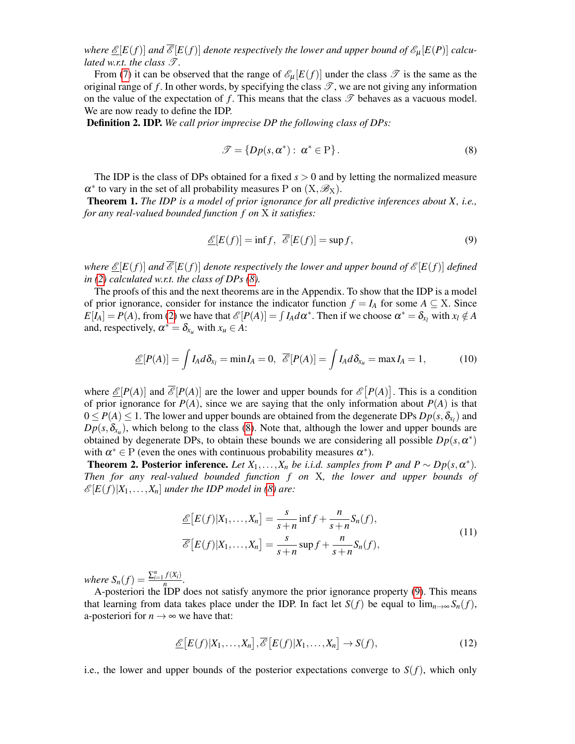*where $\underline{\mathscr{E}}[E(f)]$ and $\overline{\mathscr{E}}[E(f)]$ denote respectively the lower and upper bound of $\mathscr{E}_\mu[E(P)]$ calculated w.r.t. the class $\mathscr{T}$.*

From (7) it can be observed that the range of $\mathscr{E}_\mu[E(f)]$ under the class $\mathscr{T}$ is the same as the original range of $f$. In other words, by specifying the class $\mathscr{T}$, we are not giving any information on the value of the expectation of $f$. This means that the class $\mathscr{T}$ behaves as a vacuous model. We are now ready to define the IDP.

**Definition 2. IDP.** *We call prior imprecise DP the following class of DPs:*

$$\mathscr{T} = \{Dp(s,\alpha^*) : \ \alpha^* \in \mathrm{P}\}. \tag{8}$$

The IDP is the class of DPs obtained for a fixed $s>0$ and by letting the normalized measure $\alpha^*$ to vary in the set of all probability measures $\mathrm{P}$ on $(\mathrm{X},\mathscr{B}_\mathrm{X})$.

**Theorem 1.** *The IDP is a model of prior ignorance for all predictive inferences about $X$, i.e., for any real-valued bounded function $f$ on $\mathrm{X}$ it satisfies:*

$$\underline{\mathscr{E}}[E(f)] = \inf f, \ \ \overline{\mathscr{E}}[E(f)] = \sup f, \tag{9}$$

*where $\underline{\mathscr{E}}[E(f)]$ and $\overline{\mathscr{E}}[E(f)]$ denote respectively the lower and upper bound of $\mathscr{E}[E(f)]$ defined in (2) calculated w.r.t. the class of DPs (8).*

The proofs of this and the next theorems are in the Appendix. To show that the IDP is a model of prior ignorance, consider for instance the indicator function $f = I_A$ for some $A \subseteq \mathrm{X}$. Since $E[I_A] = P(A)$, from (2) we have that $\mathscr{E}[P(A)] = \int I_A d\alpha^*$. Then if we choose $\alpha^* = \delta_{x_l}$ with $x_l \notin A$ and, respectively, $\alpha^* = \delta_{x_u}$ with $x_u \in A$:

$$\underline{\mathscr{E}}[P(A)] = \int I_A d\delta_{x_l} = \min I_A = 0, \ \ \overline{\mathscr{E}}[P(A)] = \int I_A d\delta_{x_u} = \max I_A = 1, \tag{10}$$

where $\underline{\mathscr{E}}[P(A)]$ and $\overline{\mathscr{E}}[P(A)]$ are the lower and upper bounds for $\mathscr{E}\big[P(A)\big]$. This is a condition of prior ignorance for $P(A)$, since we are saying that the only information about $P(A)$ is that $0 \leq P(A) \leq 1$. The lower and upper bounds are obtained from the degenerate DPs $Dp(s,\delta_{x_l})$ and $Dp(s,\delta_{x_u})$, which belong to the class (8). Note that, although the lower and upper bounds are obtained by degenerate DPs, to obtain these bounds we are considering all possible $Dp(s,\alpha^*)$ with $\alpha^* \in \mathrm{P}$ (even the ones with continuous probability measures $\alpha^*$).

**Theorem 2. Posterior inference.** *Let $X_1,\ldots,X_n$ be i.i.d. samples from $P$ and $P \sim Dp(s,\alpha^*)$. Then for any real-valued bounded function $f$ on $\mathrm{X}$, the lower and upper bounds of $\mathscr{E}[E(f)|X_1,\ldots,X_n]$ under the IDP model in (8) are:*

$$\begin{aligned}
\underline{\mathscr{E}}\big[E(f)|X_1,\ldots,X_n\big] &= \frac{s}{s+n}\inf f + \frac{n}{s+n}S_n(f),\\
\overline{\mathscr{E}}\big[E(f)|X_1,\ldots,X_n\big] &= \frac{s}{s+n}\sup f + \frac{n}{s+n}S_n(f),
\end{aligned} \tag{11}$$

*where $S_n(f) = \frac{\sum_{i=1}^n f(X_i)}{n}$.*

A-posteriori the IDP does not satisfy anymore the prior ignorance property (9). This means that learning from data takes place under the IDP. In fact let $S(f)$ be equal to $\lim_{n\to\infty} S_n(f)$, a-posteriori for $n \to \infty$ we have that:

$$\underline{\mathscr{E}}\big[E(f)|X_1,\ldots,X_n\big], \overline{\mathscr{E}}\big[E(f)|X_1,\ldots,X_n\big] \to S(f), \tag{12}$$

i.e., the lower and upper bounds of the posterior expectations converge to $S(f)$, which only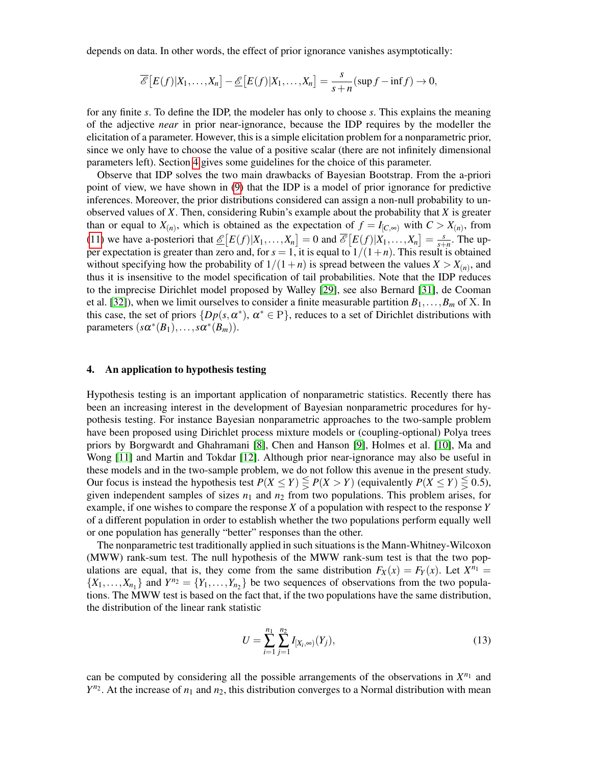depends on data. In other words, the effect of prior ignorance vanishes asymptotically:

$$\overline{\mathscr{E}}\big[E(f)|X_1,\ldots,X_n\big] - \underline{\mathscr{E}}\big[E(f)|X_1,\ldots,X_n\big] = \frac{s}{s+n}(\sup f - \inf f) \to 0,$$

for any finite $s$. To define the IDP, the modeler has only to choose $s$. This explains the meaning of the adjective *near* in prior near-ignorance, because the IDP requires by the modeller the elicitation of a parameter. However, this is a simple elicitation problem for a nonparametric prior, since we only have to choose the value of a positive scalar (there are not infinitely dimensional parameters left). Section 4 gives some guidelines for the choice of this parameter.

Observe that IDP solves the two main drawbacks of Bayesian Bootstrap. From the a-priori point of view, we have shown in (9) that the IDP is a model of prior ignorance for predictive inferences. Moreover, the prior distributions considered can assign a non-null probability to unobserved values of $X$. Then, considering Rubin's example about the probability that $X$ is greater than or equal to $X_{(n)}$, which is obtained as the expectation of $f = I_{[C,\infty)}$ with $C > X_{(n)}$, from (11) we have a-posteriori that $\underline{\mathscr{E}}\big[E(f)|X_1,\ldots,X_n\big] = 0$ and $\overline{\mathscr{E}}\big[E(f)|X_1,\ldots,X_n\big] = \frac{s}{s+n}$. The upper expectation is greater than zero and, for $s = 1$, it is equal to $1/(1+n)$. This result is obtained without specifying how the probability of $1/(1+n)$ is spread between the values $X > X_{(n)}$, and thus it is insensitive to the model specification of tail probabilities. Note that the IDP reduces to the imprecise Dirichlet model proposed by Walley [29], see also Bernard [31], de Cooman et al. [32]), when we limit ourselves to consider a finite measurable partition $B_1,\ldots,B_m$ of X. In this case, the set of priors $\{Dp(s,\alpha^*),\ \alpha^* \in \mathrm{P}\}$, reduces to a set of Dirichlet distributions with parameters $(s\alpha^*(B_1),\ldots,s\alpha^*(B_m))$.

## 4. An application to hypothesis testing

Hypothesis testing is an important application of nonparametric statistics. Recently there has been an increasing interest in the development of Bayesian nonparametric procedures for hypothesis testing. For instance Bayesian nonparametric approaches to the two-sample problem have been proposed using Dirichlet process mixture models or (coupling-optional) Polya trees priors by Borgwardt and Ghahramani [8], Chen and Hanson [9], Holmes et al. [10], Ma and Wong [11] and Martin and Tokdar [12]. Although prior near-ignorance may also be useful in these models and in the two-sample problem, we do not follow this avenue in the present study. Our focus is instead the hypothesis test $P(X \leq Y) \lesseqgtr P(X > Y)$ (equivalently $P(X \leq Y) \lesseqgtr 0.5$), given independent samples of sizes $n_1$ and $n_2$ from two populations. This problem arises, for example, if one wishes to compare the response $X$ of a population with respect to the response $Y$ of a different population in order to establish whether the two populations perform equally well or one population has generally "better" responses than the other.

The nonparametric test traditionally applied in such situations is the Mann-Whitney-Wilcoxon (MWW) rank-sum test. The null hypothesis of the MWW rank-sum test is that the two populations are equal, that is, they come from the same distribution $F_X(x) = F_Y(x)$. Let $X^{n_1} = \{X_1,\ldots,X_{n_1}\}$ and $Y^{n_2} = \{Y_1,\ldots,Y_{n_2}\}$ be two sequences of observations from the two populations. The MWW test is based on the fact that, if the two populations have the same distribution, the distribution of the linear rank statistic

$$U = \sum_{i=1}^{n_1}\sum_{j=1}^{n_2} I_{[X_i,\infty)}(Y_j), \tag{13}$$

can be computed by considering all the possible arrangements of the observations in $X^{n_1}$ and $Y^{n_2}$. At the increase of $n_1$ and $n_2$, this distribution converges to a Normal distribution with mean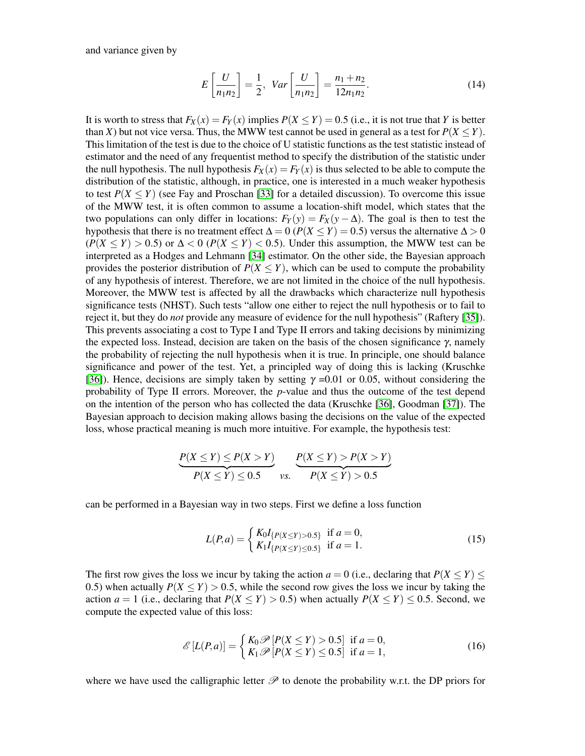and variance given by

$$E\left[\frac{U}{n_1 n_2}\right] = \frac{1}{2}, \;\; Var\left[\frac{U}{n_1 n_2}\right] = \frac{n_1 + n_2}{12 n_1 n_2}. \tag{14}$$

It is worth to stress that $F_X(x) = F_Y(x)$ implies $P(X \leq Y) = 0.5$ (i.e., it is not true that $Y$ is better than $X$) but not vice versa. Thus, the MWW test cannot be used in general as a test for $P(X \leq Y)$. This limitation of the test is due to the choice of U statistic functions as the test statistic instead of estimator and the need of any frequentist method to specify the distribution of the statistic under the null hypothesis. The null hypothesis $F_X(x) = F_Y(x)$ is thus selected to be able to compute the distribution of the statistic, although, in practice, one is interested in a much weaker hypothesis to test $P(X \leq Y)$ (see Fay and Proschan [33] for a detailed discussion). To overcome this issue of the MWW test, it is often common to assume a location-shift model, which states that the two populations can only differ in locations: $F_Y(y) = F_X(y - \Delta)$. The goal is then to test the hypothesis that there is no treatment effect $\Delta = 0$ ($P(X \leq Y) = 0.5$) versus the alternative $\Delta > 0$ ($P(X \leq Y) > 0.5$) or $\Delta < 0$ ($P(X \leq Y) < 0.5$). Under this assumption, the MWW test can be interpreted as a Hodges and Lehmann [34] estimator. On the other side, the Bayesian approach provides the posterior distribution of $P(X \leq Y)$, which can be used to compute the probability of any hypothesis of interest. Therefore, we are not limited in the choice of the null hypothesis. Moreover, the MWW test is affected by all the drawbacks which characterize null hypothesis significance tests (NHST). Such tests "allow one either to reject the null hypothesis or to fail to reject it, but they do *not* provide any measure of evidence for the null hypothesis" (Raftery [35]). This prevents associating a cost to Type I and Type II errors and taking decisions by minimizing the expected loss. Instead, decision are taken on the basis of the chosen significance $\gamma$, namely the probability of rejecting the null hypothesis when it is true. In principle, one should balance significance and power of the test. Yet, a principled way of doing this is lacking (Kruschke [36]). Hence, decisions are simply taken by setting $\gamma$ =0.01 or 0.05, without considering the probability of Type II errors. Moreover, the *p*-value and thus the outcome of the test depend on the intention of the person who has collected the data (Kruschke [36], Goodman [37]). The Bayesian approach to decision making allows basing the decisions on the value of the expected loss, whose practical meaning is much more intuitive. For example, the hypothesis test:

$$\underbrace{P(X \leq Y) \leq P(X > Y)}_{P(X \leq Y) \leq 0.5} \quad vs. \quad \underbrace{P(X \leq Y) > P(X > Y)}_{P(X \leq Y) > 0.5}$$

can be performed in a Bayesian way in two steps. First we define a loss function

$$L(P,a) = \begin{cases} K_0 I_{\{P(X \leq Y) > 0.5\}} & \text{if } a = 0, \\ K_1 I_{\{P(X \leq Y) \leq 0.5\}} & \text{if } a = 1. \end{cases} \tag{15}$$

The first row gives the loss we incur by taking the action $a = 0$ (i.e., declaring that $P(X \leq Y) \leq 0.5$) when actually $P(X \leq Y) > 0.5$, while the second row gives the loss we incur by taking the action $a = 1$ (i.e., declaring that $P(X \leq Y) > 0.5$) when actually $P(X \leq Y) \leq 0.5$. Second, we compute the expected value of this loss:

$$\mathscr{E}[L(P,a)] = \begin{cases} K_0 \mathscr{P}[P(X \leq Y) > 0.5] & \text{if } a = 0, \\ K_1 \mathscr{P}[P(X \leq Y) \leq 0.5] & \text{if } a = 1, \end{cases} \tag{16}$$

where we have used the calligraphic letter $\mathscr{P}$ to denote the probability w.r.t. the DP priors for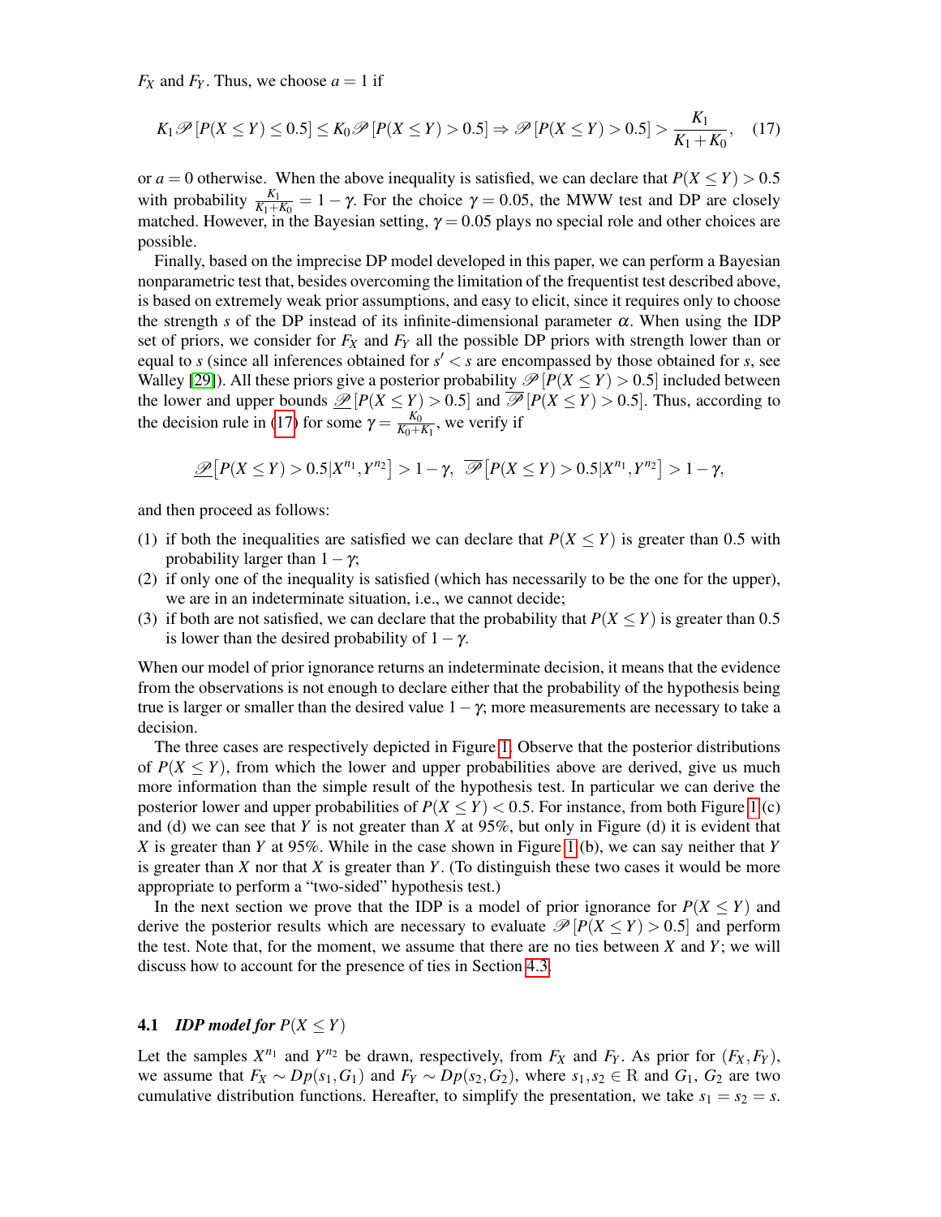$F_X$ and $F_Y$. Thus, we choose $a = 1$ if

$$K_1 \mathscr{P}\left[P(X \leq Y) \leq 0.5\right] \leq K_0 \mathscr{P}\left[P(X \leq Y) > 0.5\right] \Rightarrow \mathscr{P}\left[P(X \leq Y) > 0.5\right] > \frac{K_1}{K_1 + K_0}, \quad (17)$$

or $a = 0$ otherwise. When the above inequality is satisfied, we can declare that $P(X \leq Y) > 0.5$ with probability $\frac{K_1}{K_1+K_0} = 1 - \gamma$. For the choice $\gamma = 0.05$, the MWW test and DP are closely matched. However, in the Bayesian setting, $\gamma = 0.05$ plays no special role and other choices are possible.

Finally, based on the imprecise DP model developed in this paper, we can perform a Bayesian nonparametric test that, besides overcoming the limitation of the frequentist test described above, is based on extremely weak prior assumptions, and easy to elicit, since it requires only to choose the strength $s$ of the DP instead of its infinite-dimensional parameter $\alpha$. When using the IDP set of priors, we consider for $F_X$ and $F_Y$ all the possible DP priors with strength lower than or equal to $s$ (since all inferences obtained for $s' < s$ are encompassed by those obtained for $s$, see Walley [29]). All these priors give a posterior probability $\mathscr{P}\left[P(X \leq Y) > 0.5\right]$ included between the lower and upper bounds $\underline{\mathscr{P}}\left[P(X \leq Y) > 0.5\right]$ and $\overline{\mathscr{P}}\left[P(X \leq Y) > 0.5\right]$. Thus, according to the decision rule in (17) for some $\gamma = \frac{K_0}{K_0+K_1}$, we verify if

$$\underline{\mathscr{P}}\left[P(X \leq Y) > 0.5 | X^{n_1}, Y^{n_2}\right] > 1 - \gamma, \;\; \overline{\mathscr{P}}\left[P(X \leq Y) > 0.5 | X^{n_1}, Y^{n_2}\right] > 1 - \gamma,$$

and then proceed as follows:

(1) if both the inequalities are satisfied we can declare that $P(X \leq Y)$ is greater than 0.5 with probability larger than $1 - \gamma$;
(2) if only one of the inequality is satisfied (which has necessarily to be the one for the upper), we are in an indeterminate situation, i.e., we cannot decide;
(3) if both are not satisfied, we can declare that the probability that $P(X \leq Y)$ is greater than 0.5 is lower than the desired probability of $1 - \gamma$.

When our model of prior ignorance returns an indeterminate decision, it means that the evidence from the observations is not enough to declare either that the probability of the hypothesis being true is larger or smaller than the desired value $1 - \gamma$; more measurements are necessary to take a decision.

The three cases are respectively depicted in Figure 1. Observe that the posterior distributions of $P(X \leq Y)$, from which the lower and upper probabilities above are derived, give us much more information than the simple result of the hypothesis test. In particular we can derive the posterior lower and upper probabilities of $P(X \leq Y) < 0.5$. For instance, from both Figure 1(c) and (d) we can see that $Y$ is not greater than $X$ at 95%, but only in Figure (d) it is evident that $X$ is greater than $Y$ at 95%. While in the case shown in Figure 1(b), we can say neither that $Y$ is greater than $X$ nor that $X$ is greater than $Y$. (To distinguish these two cases it would be more appropriate to perform a "two-sided" hypothesis test.)

In the next section we prove that the IDP is a model of prior ignorance for $P(X \leq Y)$ and derive the posterior results which are necessary to evaluate $\mathscr{P}\left[P(X \leq Y) > 0.5\right]$ and perform the test. Note that, for the moment, we assume that there are no ties between $X$ and $Y$; we will discuss how to account for the presence of ties in Section 4.3.

### 4.1 *IDP model for* $P(X \leq Y)$

Let the samples $X^{n_1}$ and $Y^{n_2}$ be drawn, respectively, from $F_X$ and $F_Y$. As prior for $(F_X, F_Y)$, we assume that $F_X \sim Dp(s_1, G_1)$ and $F_Y \sim Dp(s_2, G_2)$, where $s_1, s_2 \in \mathbb{R}$ and $G_1$, $G_2$ are two cumulative distribution functions. Hereafter, to simplify the presentation, we take $s_1 = s_2 = s$.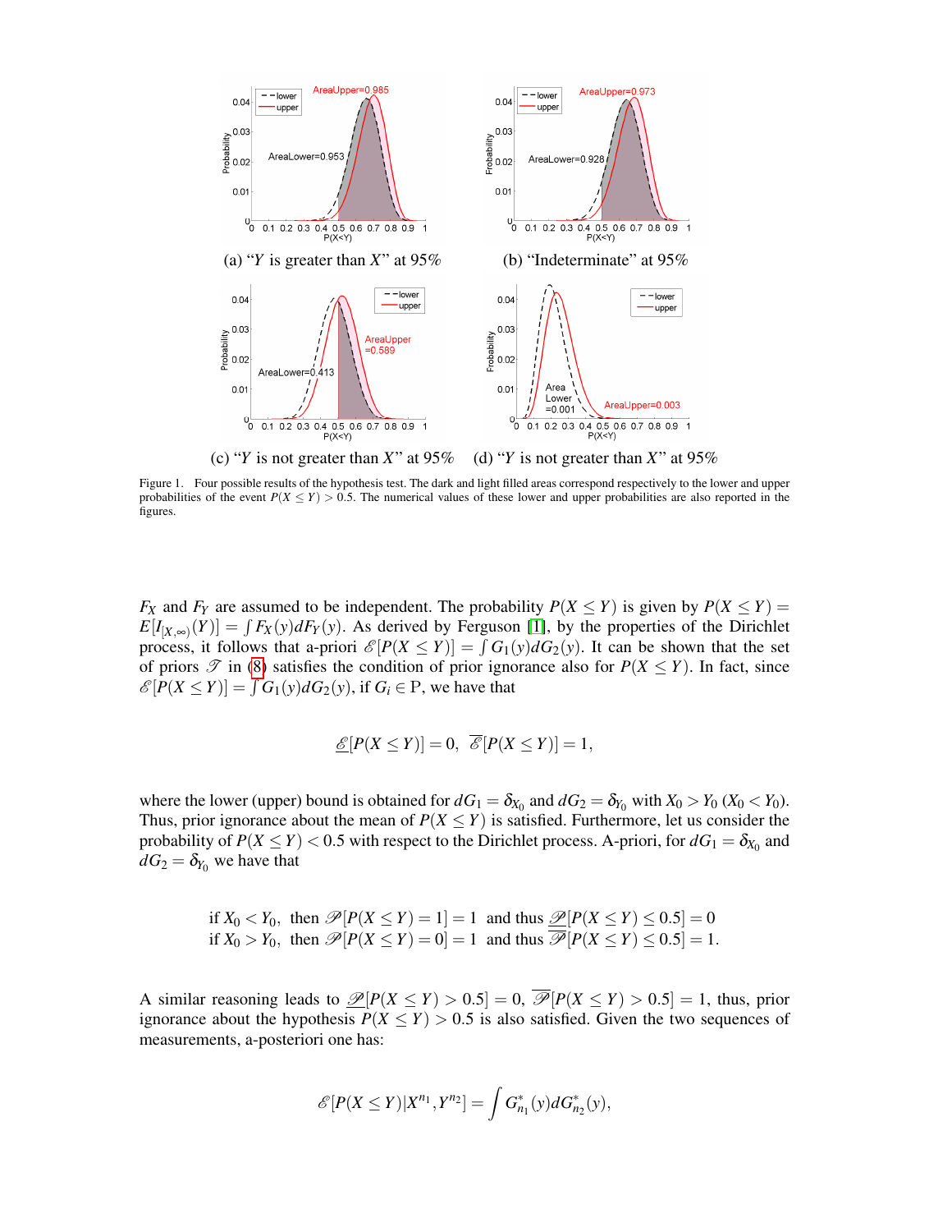(a) "$Y$ is greater than $X$" at 95%

(b) "Indeterminate" at 95%

(c) "$Y$ is not greater than $X$" at 95%

(d) "$Y$ is not greater than $X$" at 95%

Figure 1. Four possible results of the hypothesis test. The dark and light filled areas correspond respectively to the lower and upper probabilities of the event $P(X \leq Y) > 0.5$. The numerical values of these lower and upper probabilities are also reported in the figures.

$F_X$ and $F_Y$ are assumed to be independent. The probability $P(X \leq Y)$ is given by $P(X \leq Y) = E[I_{[X,\infty)}(Y)] = \int F_X(y) dF_Y(y)$. As derived by Ferguson [1], by the properties of the Dirichlet process, it follows that a-priori $\mathscr{E}[P(X \leq Y)] = \int G_1(y) dG_2(y)$. It can be shown that the set of priors $\mathscr{T}$ in (8) satisfies the condition of prior ignorance also for $P(X \leq Y)$. In fact, since $\mathscr{E}[P(X \leq Y)] = \int G_1(y) dG_2(y)$, if $G_i \in \mathbb{P}$, we have that

$$\underline{\mathscr{E}}[P(X \leq Y)] = 0, \;\; \overline{\mathscr{E}}[P(X \leq Y)] = 1,$$

where the lower (upper) bound is obtained for $dG_1 = \delta_{X_0}$ and $dG_2 = \delta_{Y_0}$ with $X_0 > Y_0$ ($X_0 < Y_0$). Thus, prior ignorance about the mean of $P(X \leq Y)$ is satisfied. Furthermore, let us consider the probability of $P(X \leq Y) < 0.5$ with respect to the Dirichlet process. A-priori, for $dG_1 = \delta_{X_0}$ and $dG_2 = \delta_{Y_0}$ we have that

$$\begin{array}{l}
\text{if } X_0 < Y_0, \text{ then } \mathscr{P}[P(X \leq Y) = 1] = 1 \text{ and thus } \underline{\mathscr{P}}[P(X \leq Y) \leq 0.5] = 0 \\
\text{if } X_0 > Y_0, \text{ then } \mathscr{P}[P(X \leq Y) = 0] = 1 \text{ and thus } \overline{\mathscr{P}}[P(X \leq Y) \leq 0.5] = 1.
\end{array}$$

A similar reasoning leads to $\underline{\mathscr{P}}[P(X \leq Y) > 0.5] = 0$, $\overline{\mathscr{P}}[P(X \leq Y) > 0.5] = 1$, thus, prior ignorance about the hypothesis $P(X \leq Y) > 0.5$ is also satisfied. Given the two sequences of measurements, a-posteriori one has:

$$\mathscr{E}[P(X \leq Y) | X^{n_1}, Y^{n_2}] = \int G^*_{n_1}(y) dG^*_{n_2}(y),$$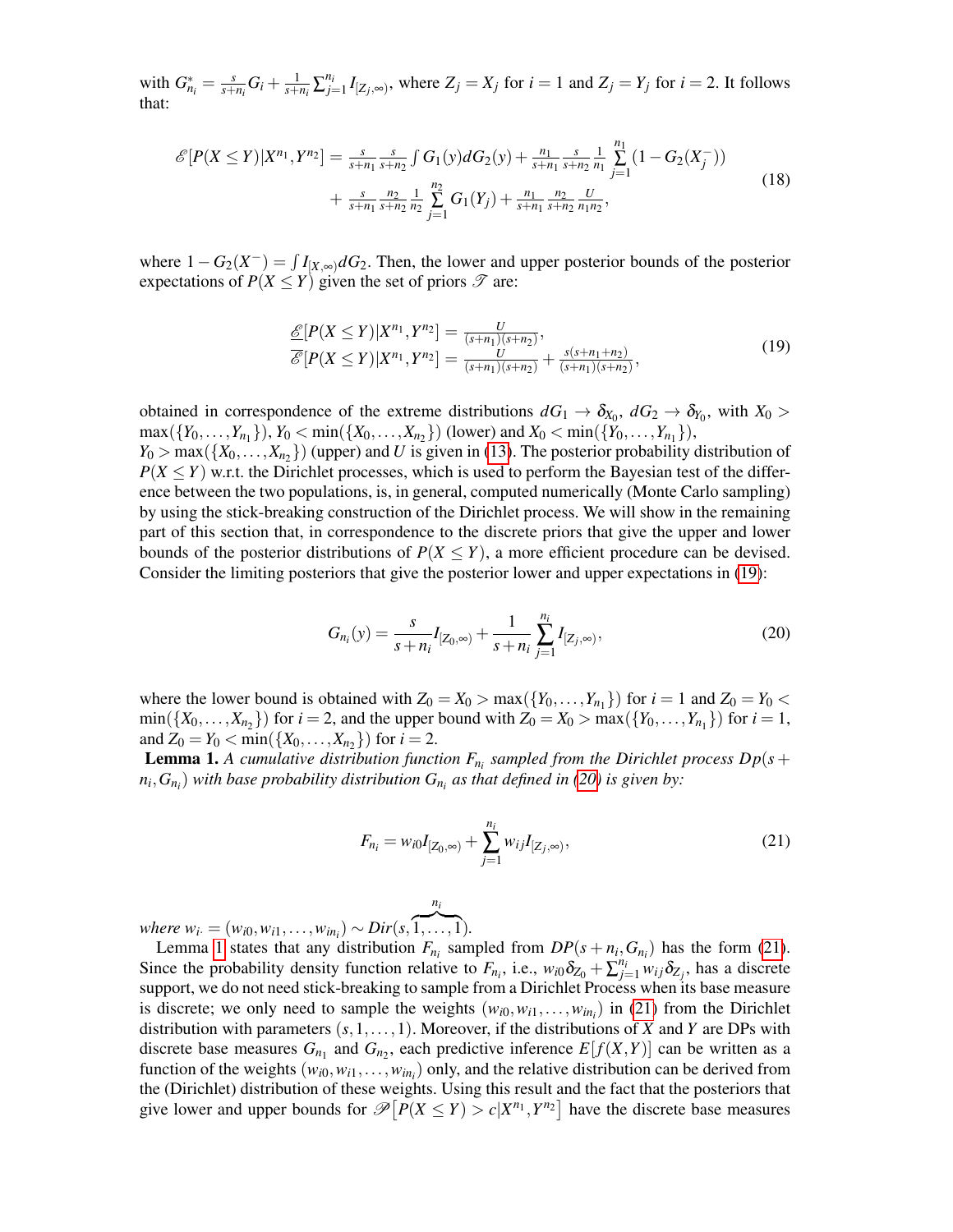with $G^*_{n_i} = \frac{s}{s+n_i} G_i + \frac{1}{s+n_i} \sum_{j=1}^{n_i} I_{[Z_j,\infty)}$, where $Z_j = X_j$ for $i=1$ and $Z_j = Y_j$ for $i=2$. It follows that:

$$
\begin{aligned}
\mathscr{E}[P(X \leq Y)|X^{n_1}, Y^{n_2}] = {} & \tfrac{s}{s+n_1} \tfrac{s}{s+n_2} \int G_1(y) dG_2(y) + \tfrac{n_1}{s+n_1} \tfrac{s}{s+n_2} \tfrac{1}{n_1} \sum_{j=1}^{n_1} (1 - G_2(X_j^-)) \\
& + \tfrac{s}{s+n_1} \tfrac{n_2}{s+n_2} \tfrac{1}{n_2} \sum_{j=1}^{n_2} G_1(Y_j) + \tfrac{n_1}{s+n_1} \tfrac{n_2}{s+n_2} \tfrac{U}{n_1 n_2},
\end{aligned} \tag{18}
$$

where $1 - G_2(X^-) = \int I_{[X,\infty)} dG_2$. Then, the lower and upper posterior bounds of the posterior expectations of $P(X \leq Y)$ given the set of priors $\mathscr{T}$ are:

$$
\begin{aligned}
\underline{\mathscr{E}}[P(X \leq Y)|X^{n_1}, Y^{n_2}] &= \tfrac{U}{(s+n_1)(s+n_2)}, \\
\overline{\mathscr{E}}[P(X \leq Y)|X^{n_1}, Y^{n_2}] &= \tfrac{U}{(s+n_1)(s+n_2)} + \tfrac{s(s+n_1+n_2)}{(s+n_1)(s+n_2)},
\end{aligned} \tag{19}
$$

obtained in correspondence of the extreme distributions $dG_1 \to \delta_{X_0}$, $dG_2 \to \delta_{Y_0}$, with $X_0 > \max(\{Y_0, \ldots, Y_{n_1}\})$, $Y_0 < \min(\{X_0, \ldots, X_{n_2}\})$ (lower) and $X_0 < \min(\{Y_0, \ldots, Y_{n_1}\})$, $Y_0 > \max(\{X_0, \ldots, X_{n_2}\})$ (upper) and $U$ is given in (13). The posterior probability distribution of $P(X \leq Y)$ w.r.t. the Dirichlet processes, which is used to perform the Bayesian test of the difference between the two populations, is, in general, computed numerically (Monte Carlo sampling) by using the stick-breaking construction of the Dirichlet process. We will show in the remaining part of this section that, in correspondence to the discrete priors that give the upper and lower bounds of the posterior distributions of $P(X \leq Y)$, a more efficient procedure can be devised. Consider the limiting posteriors that give the posterior lower and upper expectations in (19):

$$
G_{n_i}(y) = \frac{s}{s+n_i} I_{[Z_0,\infty)} + \frac{1}{s+n_i} \sum_{j=1}^{n_i} I_{[Z_j,\infty)}, \tag{20}
$$

where the lower bound is obtained with $Z_0 = X_0 > \max(\{Y_0, \ldots, Y_{n_1}\})$ for $i=1$ and $Z_0 = Y_0 < \min(\{X_0, \ldots, X_{n_2}\})$ for $i=2$, and the upper bound with $Z_0 = X_0 > \max(\{Y_0, \ldots, Y_{n_1}\})$ for $i=1$, and $Z_0 = Y_0 < \min(\{X_0, \ldots, X_{n_2}\})$ for $i=2$.

**Lemma 1.** *A cumulative distribution function $F_{n_i}$ sampled from the Dirichlet process $Dp(s+n_i, G_{n_i})$ with base probability distribution $G_{n_i}$ as that defined in (20) is given by:*

$$
F_{n_i} = w_{i0} I_{[Z_0,\infty)} + \sum_{j=1}^{n_i} w_{ij} I_{[Z_j,\infty)}, \tag{21}
$$

*where $w_{i\cdot} = (w_{i0}, w_{i1}, \ldots, w_{in_i}) \sim Dir(s, \overbrace{1, \ldots, 1}^{n_i})$.*

Lemma 1 states that any distribution $F_{n_i}$ sampled from $DP(s+n_i, G_{n_i})$ has the form (21). Since the probability density function relative to $F_{n_i}$, i.e., $w_{i0}\delta_{Z_0} + \sum_{j=1}^{n_i} w_{ij} \delta_{Z_j}$, has a discrete support, we do not need stick-breaking to sample from a Dirichlet Process when its base measure is discrete; we only need to sample the weights $(w_{i0}, w_{i1}, \ldots, w_{in_i})$ in (21) from the Dirichlet distribution with parameters $(s, 1, \ldots, 1)$. Moreover, if the distributions of $X$ and $Y$ are DPs with discrete base measures $G_{n_1}$ and $G_{n_2}$, each predictive inference $E[f(X,Y)]$ can be written as a function of the weights $(w_{i0}, w_{i1}, \ldots, w_{in_i})$ only, and the relative distribution can be derived from the (Dirichlet) distribution of these weights. Using this result and the fact that the posteriors that give lower and upper bounds for $\mathscr{P}\left[P(X \leq Y) > c | X^{n_1}, Y^{n_2}\right]$ have the discrete base measures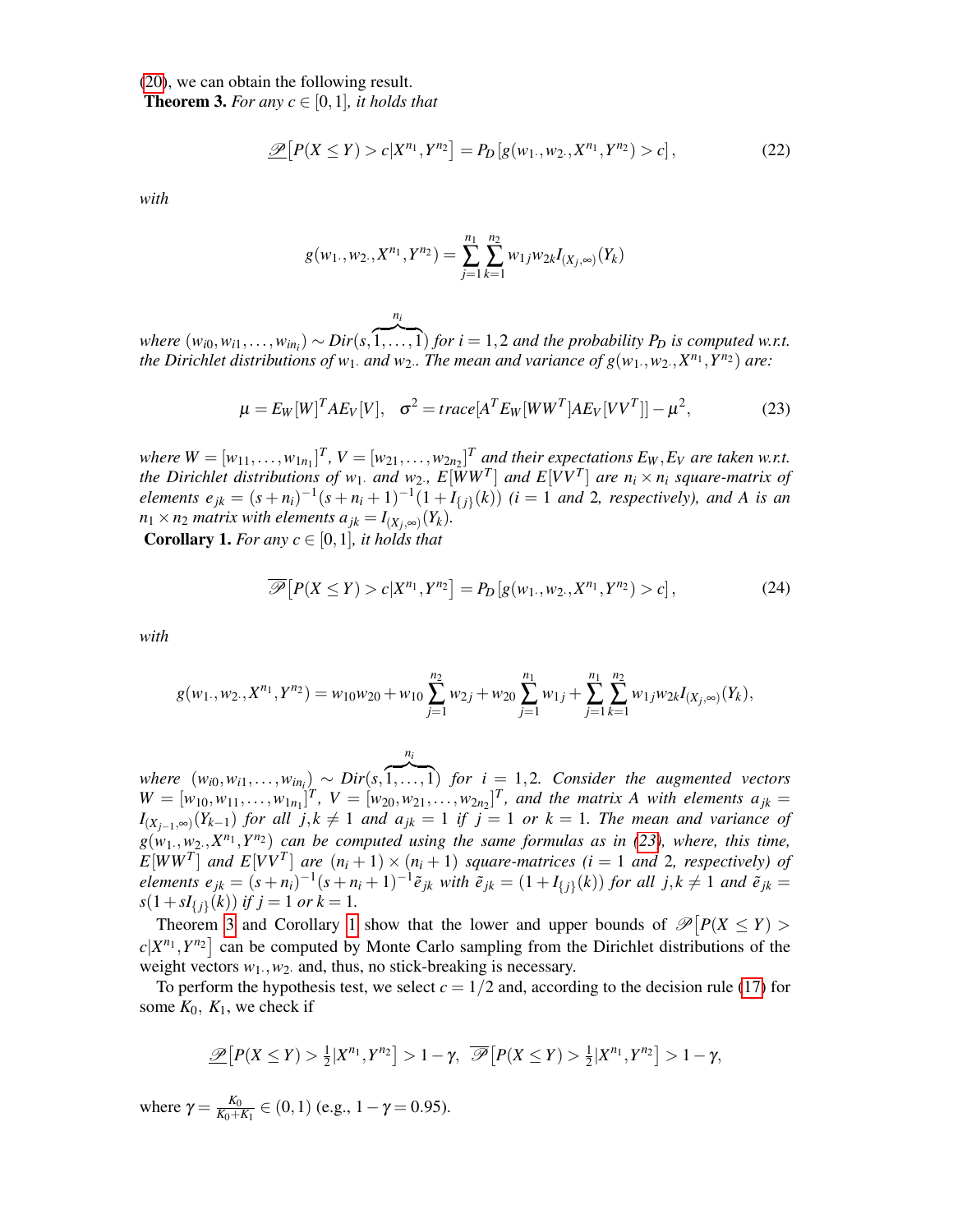(20), we can obtain the following result.

**Theorem 3.** *For any $c \in [0,1]$, it holds that*

$$\underline{\mathscr{P}}\big[P(X \leq Y) > c | X^{n_1}, Y^{n_2}\big] = P_D\left[g(w_{1\cdot}, w_{2\cdot}, X^{n_1}, Y^{n_2}) > c\right], \tag{22}$$

*with*

$$g(w_{1\cdot}, w_{2\cdot}, X^{n_1}, Y^{n_2}) = \sum_{j=1}^{n_1} \sum_{k=1}^{n_2} w_{1j} w_{2k} I_{(X_j, \infty)}(Y_k)$$

*where $(w_{i0}, w_{i1}, \ldots, w_{in_i}) \sim Dir(s, \overbrace{1, \ldots, 1}^{n_i})$ for $i = 1,2$ and the probability $P_D$ is computed w.r.t. the Dirichlet distributions of $w_{1\cdot}$ and $w_{2\cdot}$. The mean and variance of $g(w_{1\cdot}, w_{2\cdot}, X^{n_1}, Y^{n_2})$ are:*

$$\mu = E_W[W]^T A E_V[V], \quad \sigma^2 = trace[A^T E_W[WW^T] A E_V[VV^T]] - \mu^2, \tag{23}$$

*where $W = [w_{11}, \ldots, w_{1n_1}]^T$, $V = [w_{21}, \ldots, w_{2n_2}]^T$ and their expectations $E_W, E_V$ are taken w.r.t. the Dirichlet distributions of $w_{1\cdot}$ and $w_{2\cdot}$, $E[WW^T]$ and $E[VV^T]$ are $n_i \times n_i$ square-matrix of elements $e_{jk} = (s+n_i)^{-1}(s+n_i+1)^{-1}(1+I_{\{j\}}(k))$ ($i = 1$ and $2$, respectively), and $A$ is an $n_1 \times n_2$ matrix with elements $a_{jk} = I_{(X_j,\infty)}(Y_k)$.*

**Corollary 1.** *For any $c \in [0,1]$, it holds that*

$$\overline{\mathscr{P}}\big[P(X \leq Y) > c | X^{n_1}, Y^{n_2}\big] = P_D\left[g(w_{1\cdot}, w_{2\cdot}, X^{n_1}, Y^{n_2}) > c\right], \tag{24}$$

*with*

$$g(w_{1\cdot}, w_{2\cdot}, X^{n_1}, Y^{n_2}) = w_{10} w_{20} + w_{10} \sum_{j=1}^{n_2} w_{2j} + w_{20} \sum_{j=1}^{n_1} w_{1j} + \sum_{j=1}^{n_1} \sum_{k=1}^{n_2} w_{1j} w_{2k} I_{(X_j, \infty)}(Y_k),$$

*where $(w_{i0}, w_{i1}, \ldots, w_{in_i}) \sim Dir(s, \overbrace{1, \ldots, 1}^{n_i})$ for $i = 1,2$. Consider the augmented vectors $W = [w_{10}, w_{11}, \ldots, w_{1n_1}]^T$, $V = [w_{20}, w_{21}, \ldots, w_{2n_2}]^T$, and the matrix $A$ with elements $a_{jk} = I_{(X_{j-1},\infty)}(Y_{k-1})$ for all $j,k \neq 1$ and $a_{jk} = 1$ if $j = 1$ or $k = 1$. The mean and variance of $g(w_{1\cdot}, w_{2\cdot}, X^{n_1}, Y^{n_2})$ can be computed using the same formulas as in (23), where, this time, $E[WW^T]$ and $E[VV^T]$ are $(n_i+1) \times (n_i+1)$ square-matrices ($i = 1$ and $2$, respectively) of elements $e_{jk} = (s+n_i)^{-1}(s+n_i+1)^{-1}\tilde{e}_{jk}$ with $\tilde{e}_{jk} = (1+I_{\{j\}}(k))$ for all $j,k \neq 1$ and $\tilde{e}_{jk} = s(1+sI_{\{j\}}(k))$ if $j = 1$ or $k = 1$.*

Theorem 3 and Corollary 1 show that the lower and upper bounds of $\mathscr{P}\big[P(X \leq Y) > c | X^{n_1}, Y^{n_2}\big]$ can be computed by Monte Carlo sampling from the Dirichlet distributions of the weight vectors $w_{1\cdot}, w_{2\cdot}$ and, thus, no stick-breaking is necessary.

To perform the hypothesis test, we select $c = 1/2$ and, according to the decision rule (17) for some $K_0$, $K_1$, we check if

$$\underline{\mathscr{P}}\big[P(X \leq Y) > \tfrac{1}{2} | X^{n_1}, Y^{n_2}\big] > 1-\gamma, \;\; \overline{\mathscr{P}}\big[P(X \leq Y) > \tfrac{1}{2} | X^{n_1}, Y^{n_2}\big] > 1-\gamma,$$

where $\gamma = \frac{K_0}{K_0+K_1} \in (0,1)$ (e.g., $1-\gamma = 0.95$).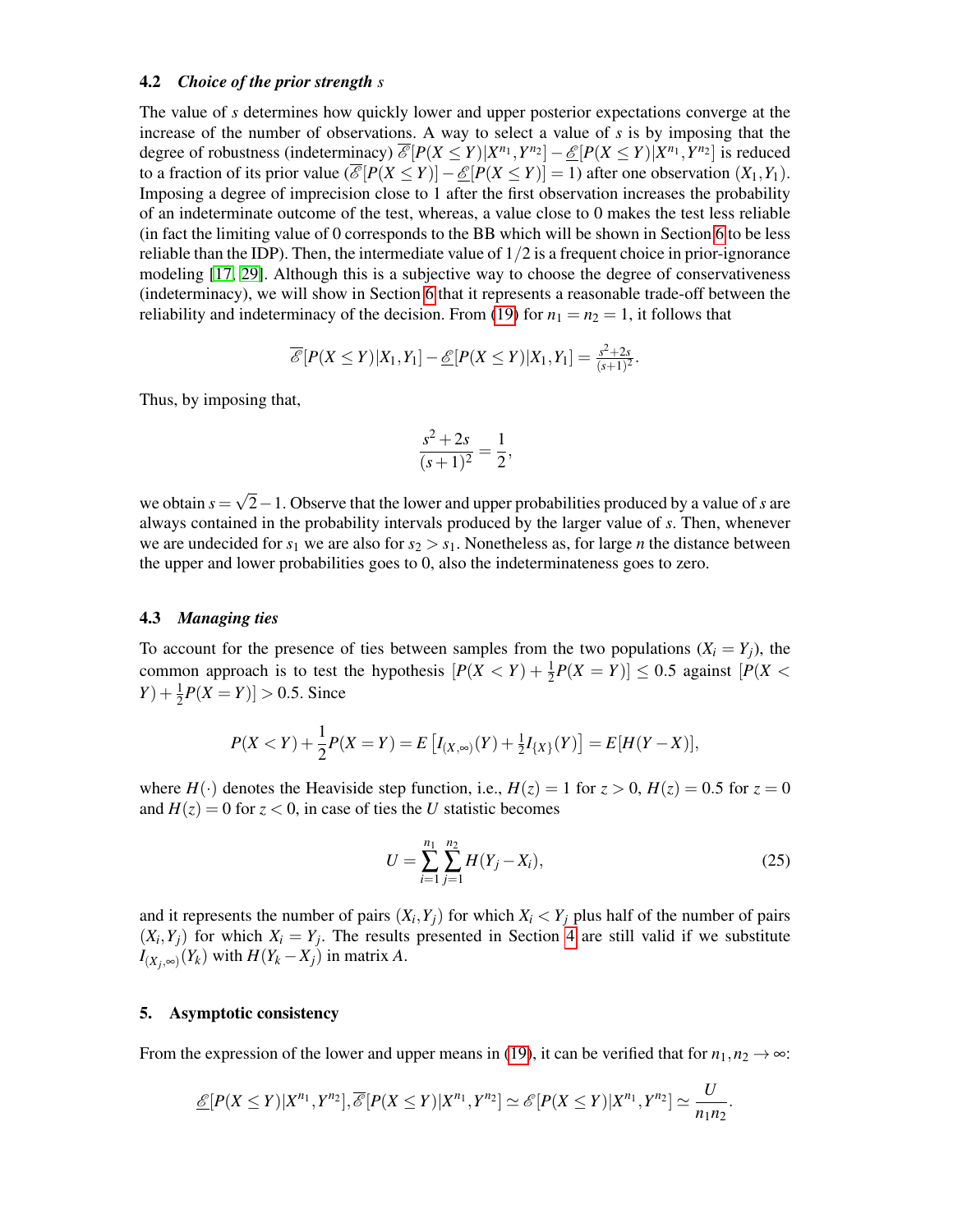### 4.2 *Choice of the prior strength s*

The value of $s$ determines how quickly lower and upper posterior expectations converge at the increase of the number of observations. A way to select a value of $s$ is by imposing that the degree of robustness (indeterminacy) $\overline{\mathscr{E}}[P(X \leq Y)|X^{n_1}, Y^{n_2}] - \underline{\mathscr{E}}[P(X \leq Y)|X^{n_1}, Y^{n_2}]$ is reduced to a fraction of its prior value ($\overline{\mathscr{E}}[P(X \leq Y)] - \underline{\mathscr{E}}[P(X \leq Y)] = 1$) after one observation $(X_1, Y_1)$. Imposing a degree of imprecision close to 1 after the first observation increases the probability of an indeterminate outcome of the test, whereas, a value close to 0 makes the test less reliable (in fact the limiting value of 0 corresponds to the BB which will be shown in Section 6 to be less reliable than the IDP). Then, the intermediate value of $1/2$ is a frequent choice in prior-ignorance modeling [17, 29]. Although this is a subjective way to choose the degree of conservativeness (indeterminacy), we will show in Section 6 that it represents a reasonable trade-off between the reliability and indeterminacy of the decision. From (19) for $n_1 = n_2 = 1$, it follows that

$$\overline{\mathscr{E}}[P(X \leq Y)|X_1, Y_1] - \underline{\mathscr{E}}[P(X \leq Y)|X_1, Y_1] = \tfrac{s^2+2s}{(s+1)^2}.$$

Thus, by imposing that,

$$\frac{s^2+2s}{(s+1)^2} = \frac{1}{2},$$

we obtain $s = \sqrt{2} - 1$. Observe that the lower and upper probabilities produced by a value of $s$ are always contained in the probability intervals produced by the larger value of $s$. Then, whenever we are undecided for $s_1$ we are also for $s_2 > s_1$. Nonetheless as, for large $n$ the distance between the upper and lower probabilities goes to 0, also the indeterminateness goes to zero.

### 4.3 *Managing ties*

To account for the presence of ties between samples from the two populations ($X_i = Y_j$), the common approach is to test the hypothesis $[P(X < Y) + \frac{1}{2}P(X = Y)] \leq 0.5$ against $[P(X < Y) + \frac{1}{2}P(X = Y)] > 0.5$. Since

$$P(X < Y) + \frac{1}{2}P(X = Y) = E\left[I_{(X,\infty)}(Y) + \tfrac{1}{2}I_{\{X\}}(Y)\right] = E[H(Y - X)],$$

where $H(\cdot)$ denotes the Heaviside step function, i.e., $H(z) = 1$ for $z > 0$, $H(z) = 0.5$ for $z = 0$ and $H(z) = 0$ for $z < 0$, in case of ties the $U$ statistic becomes

$$U = \sum_{i=1}^{n_1} \sum_{j=1}^{n_2} H(Y_j - X_i), \tag{25}$$

and it represents the number of pairs $(X_i, Y_j)$ for which $X_i < Y_j$ plus half of the number of pairs $(X_i, Y_j)$ for which $X_i = Y_j$. The results presented in Section 4 are still valid if we substitute $I_{(X_j,\infty)}(Y_k)$ with $H(Y_k - X_j)$ in matrix $A$.

## 5. Asymptotic consistency

From the expression of the lower and upper means in (19), it can be verified that for $n_1, n_2 \to \infty$:

$$\underline{\mathscr{E}}[P(X \leq Y)|X^{n_1}, Y^{n_2}], \overline{\mathscr{E}}[P(X \leq Y)|X^{n_1}, Y^{n_2}] \simeq \mathscr{E}[P(X \leq Y)|X^{n_1}, Y^{n_2}] \simeq \frac{U}{n_1 n_2}.$$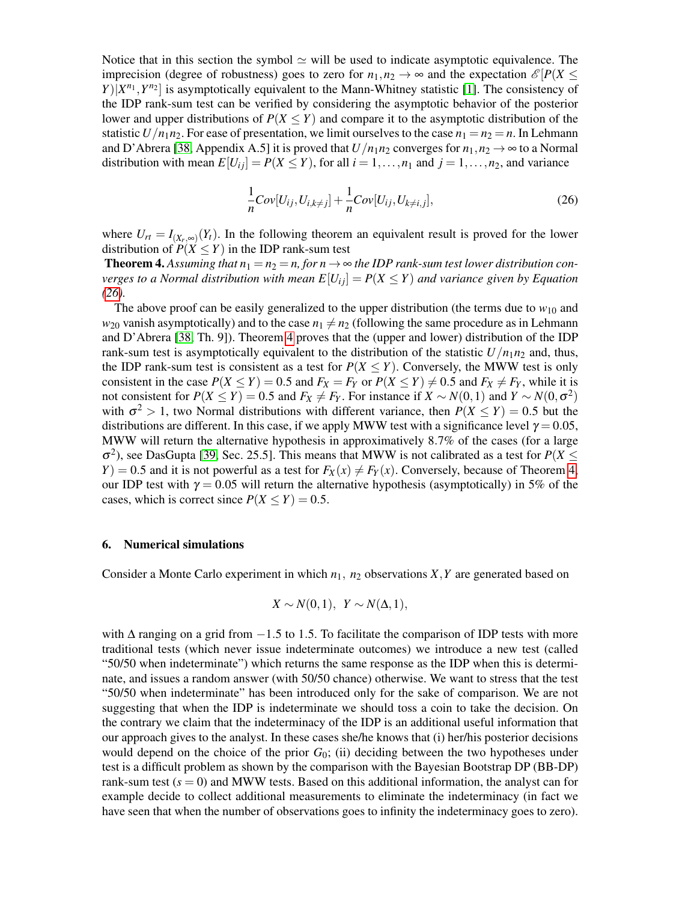Notice that in this section the symbol $\simeq$ will be used to indicate asymptotic equivalence. The imprecision (degree of robustness) goes to zero for $n_1, n_2 \to \infty$ and the expectation $\mathscr{E}[P(X \leq Y)|X^{n_1}, Y^{n_2}]$ is asymptotically equivalent to the Mann-Whitney statistic [1]. The consistency of the IDP rank-sum test can be verified by considering the asymptotic behavior of the posterior lower and upper distributions of $P(X \leq Y)$ and compare it to the asymptotic distribution of the statistic $U/n_1 n_2$. For ease of presentation, we limit ourselves to the case $n_1 = n_2 = n$. In Lehmann and D'Abrera [38, Appendix A.5] it is proved that $U/n_1 n_2$ converges for $n_1, n_2 \to \infty$ to a Normal distribution with mean $E[U_{ij}] = P(X \leq Y)$, for all $i = 1, \ldots, n_1$ and $j = 1, \ldots, n_2$, and variance

$$\frac{1}{n} Cov[U_{ij}, U_{i,k \neq j}] + \frac{1}{n} Cov[U_{ij}, U_{k \neq i, j}], \tag{26}$$

where $U_{rt} = I_{(X_r, \infty)}(Y_t)$. In the following theorem an equivalent result is proved for the lower distribution of $P(X \leq Y)$ in the IDP rank-sum test

**Theorem 4.** *Assuming that $n_1 = n_2 = n$, for $n \to \infty$ the IDP rank-sum test lower distribution converges to a Normal distribution with mean $E[U_{ij}] = P(X \leq Y)$ and variance given by Equation (26).*

The above proof can be easily generalized to the upper distribution (the terms due to $w_{10}$ and $w_{20}$ vanish asymptotically) and to the case $n_1 \neq n_2$ (following the same procedure as in Lehmann and D'Abrera [38, Th. 9]). Theorem 4 proves that the (upper and lower) distribution of the IDP rank-sum test is asymptotically equivalent to the distribution of the statistic $U/n_1 n_2$ and, thus, the IDP rank-sum test is consistent as a test for $P(X \leq Y)$. Conversely, the MWW test is only consistent in the case $P(X \leq Y) = 0.5$ and $F_X = F_Y$ or $P(X \leq Y) \neq 0.5$ and $F_X \neq F_Y$, while it is not consistent for $P(X \leq Y) = 0.5$ and $F_X \neq F_Y$. For instance if $X \sim N(0,1)$ and $Y \sim N(0, \sigma^2)$ with $\sigma^2 > 1$, two Normal distributions with different variance, then $P(X \leq Y) = 0.5$ but the distributions are different. In this case, if we apply MWW test with a significance level $\gamma = 0.05$, MWW will return the alternative hypothesis in approximatively 8.7% of the cases (for a large $\sigma^2$), see DasGupta [39, Sec. 25.5]. This means that MWW is not calibrated as a test for $P(X \leq Y) = 0.5$ and it is not powerful as a test for $F_X(x) \neq F_Y(x)$. Conversely, because of Theorem 4, our IDP test with $\gamma = 0.05$ will return the alternative hypothesis (asymptotically) in 5% of the cases, which is correct since $P(X \leq Y) = 0.5$.

## 6. Numerical simulations

Consider a Monte Carlo experiment in which $n_1$, $n_2$ observations $X, Y$ are generated based on

$$X \sim N(0,1), \;\; Y \sim N(\Delta, 1),$$

with $\Delta$ ranging on a grid from $-1.5$ to $1.5$. To facilitate the comparison of IDP tests with more traditional tests (which never issue indeterminate outcomes) we introduce a new test (called "50/50 when indeterminate") which returns the same response as the IDP when this is determinate, and issues a random answer (with 50/50 chance) otherwise. We want to stress that the test "50/50 when indeterminate" has been introduced only for the sake of comparison. We are not suggesting that when the IDP is indeterminate we should toss a coin to take the decision. On the contrary we claim that the indeterminacy of the IDP is an additional useful information that our approach gives to the analyst. In these cases she/he knows that (i) her/his posterior decisions would depend on the choice of the prior $G_0$; (ii) deciding between the two hypotheses under test is a difficult problem as shown by the comparison with the Bayesian Bootstrap DP (BB-DP) rank-sum test ($s = 0$) and MWW tests. Based on this additional information, the analyst can for example decide to collect additional measurements to eliminate the indeterminacy (in fact we have seen that when the number of observations goes to infinity the indeterminacy goes to zero).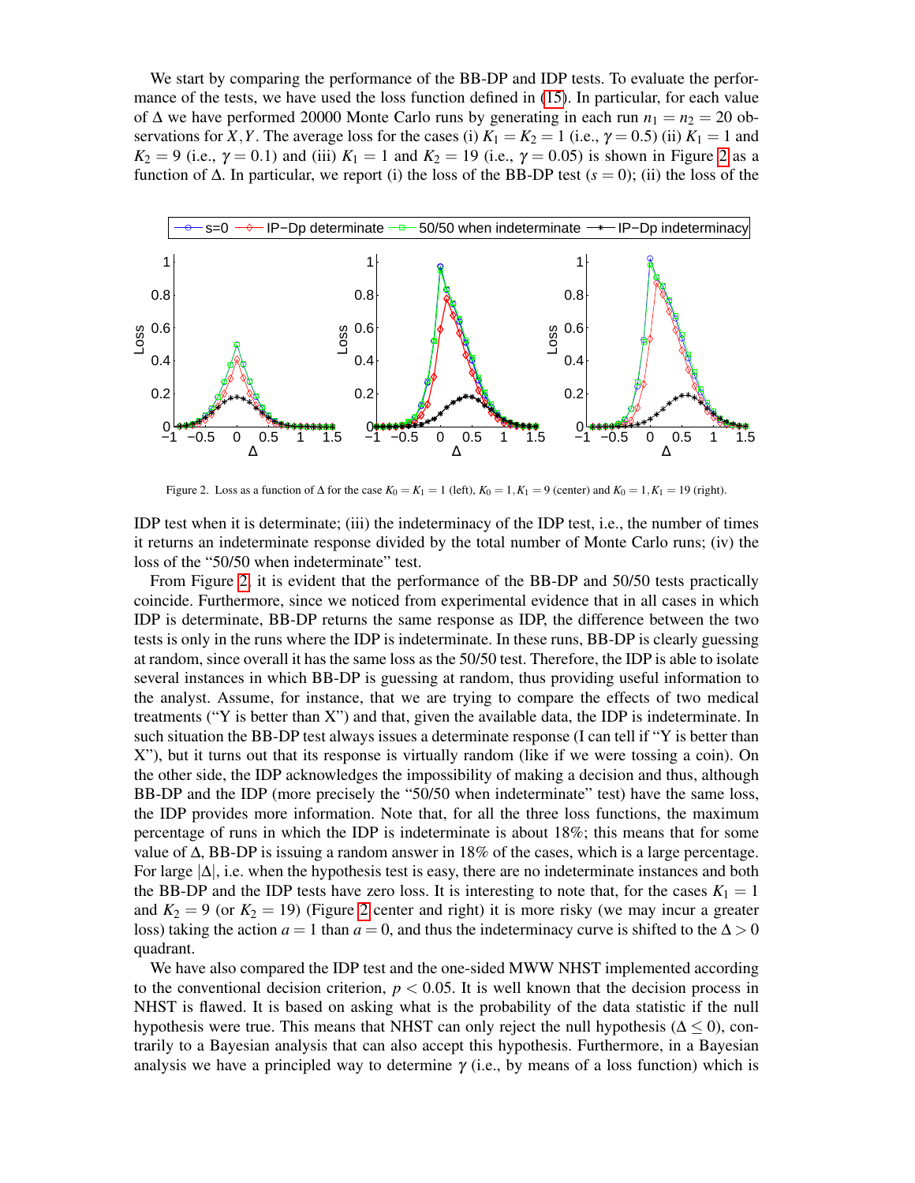We start by comparing the performance of the BB-DP and IDP tests. To evaluate the performance of the tests, we have used the loss function defined in (15). In particular, for each value of $\Delta$ we have performed 20000 Monte Carlo runs by generating in each run $n_1 = n_2 = 20$ observations for $X, Y$. The average loss for the cases (i) $K_1 = K_2 = 1$ (i.e., $\gamma = 0.5$) (ii) $K_1 = 1$ and $K_2 = 9$ (i.e., $\gamma = 0.1$) and (iii) $K_1 = 1$ and $K_2 = 19$ (i.e., $\gamma = 0.05$) is shown in Figure 2 as a function of $\Delta$. In particular, we report (i) the loss of the BB-DP test ($s = 0$); (ii) the loss of the IDP test when it is determinate; (iii) the indeterminacy of the IDP test, i.e., the number of times it returns an indeterminate response divided by the total number of Monte Carlo runs; (iv) the loss of the "50/50 when indeterminate" test.

Figure 2. Loss as a function of $\Delta$ for the case $K_0 = K_1 = 1$ (left), $K_0 = 1, K_1 = 9$ (center) and $K_0 = 1, K_1 = 19$ (right).

From Figure 2, it is evident that the performance of the BB-DP and 50/50 tests practically coincide. Furthermore, since we noticed from experimental evidence that in all cases in which IDP is determinate, BB-DP returns the same response as IDP, the difference between the two tests is only in the runs where the IDP is indeterminate. In these runs, BB-DP is clearly guessing at random, since overall it has the same loss as the 50/50 test. Therefore, the IDP is able to isolate several instances in which BB-DP is guessing at random, thus providing useful information to the analyst. Assume, for instance, that we are trying to compare the effects of two medical treatments ("Y is better than X") and that, given the available data, the IDP is indeterminate. In such situation the BB-DP test always issues a determinate response (I can tell if "Y is better than X"), but it turns out that its response is virtually random (like if we were tossing a coin). On the other side, the IDP acknowledges the impossibility of making a decision and thus, although BB-DP and the IDP (more precisely the "50/50 when indeterminate" test) have the same loss, the IDP provides more information. Note that, for all the three loss functions, the maximum percentage of runs in which the IDP is indeterminate is about 18%; this means that for some value of $\Delta$, BB-DP is issuing a random answer in 18% of the cases, which is a large percentage. For large $|\Delta|$, i.e. when the hypothesis test is easy, there are no indeterminate instances and both the BB-DP and the IDP tests have zero loss. It is interesting to note that, for the cases $K_1 = 1$ and $K_2 = 9$ (or $K_2 = 19$) (Figure 2 center and right) it is more risky (we may incur a greater loss) taking the action $a = 1$ than $a = 0$, and thus the indeterminacy curve is shifted to the $\Delta > 0$ quadrant.

We have also compared the IDP test and the one-sided MWW NHST implemented according to the conventional decision criterion, $p < 0.05$. It is well known that the decision process in NHST is flawed. It is based on asking what is the probability of the data statistic if the null hypothesis were true. This means that NHST can only reject the null hypothesis ($\Delta \leq 0$), contrarily to a Bayesian analysis that can also accept this hypothesis. Furthermore, in a Bayesian analysis we have a principled way to determine $\gamma$ (i.e., by means of a loss function) which is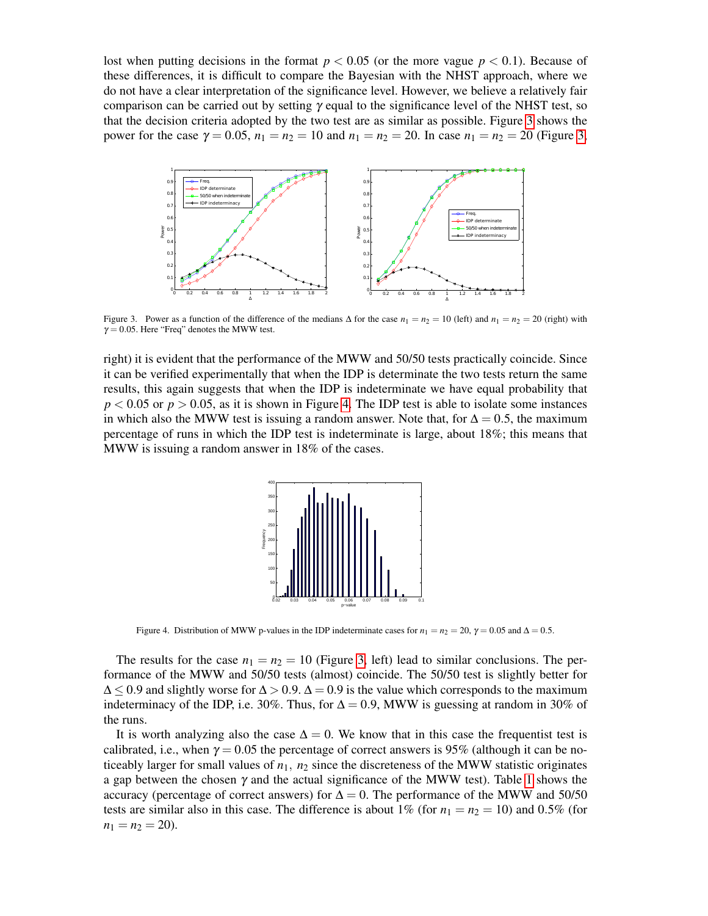lost when putting decisions in the format $p < 0.05$ (or the more vague $p < 0.1$). Because of these differences, it is difficult to compare the Bayesian with the NHST approach, where we do not have a clear interpretation of the significance level. However, we believe a relatively fair comparison can be carried out by setting $\gamma$ equal to the significance level of the NHST test, so that the decision criteria adopted by the two test are as similar as possible. Figure 3 shows the power for the case $\gamma = 0.05$, $n_1 = n_2 = 10$ and $n_1 = n_2 = 20$. In case $n_1 = n_2 = 20$ (Figure 3, right) it is evident that the performance of the MWW and 50/50 tests practically coincide. Since it can be verified experimentally that when the IDP is determinate the two tests return the same results, this again suggests that when the IDP is indeterminate we have equal probability that $p < 0.05$ or $p > 0.05$, as it is shown in Figure 4. The IDP test is able to isolate some instances in which also the MWW test is issuing a random answer. Note that, for $\Delta = 0.5$, the maximum percentage of runs in which the IDP test is indeterminate is large, about 18%; this means that MWW is issuing a random answer in 18% of the cases.

Figure 3. Power as a function of the difference of the medians $\Delta$ for the case $n_1 = n_2 = 10$ (left) and $n_1 = n_2 = 20$ (right) with $\gamma = 0.05$. Here "Freq" denotes the MWW test.

Figure 4. Distribution of MWW p-values in the IDP indeterminate cases for $n_1 = n_2 = 20$, $\gamma = 0.05$ and $\Delta = 0.5$.

The results for the case $n_1 = n_2 = 10$ (Figure 3, left) lead to similar conclusions. The performance of the MWW and 50/50 tests (almost) coincide. The 50/50 test is slightly better for $\Delta \leq 0.9$ and slightly worse for $\Delta > 0.9$. $\Delta = 0.9$ is the value which corresponds to the maximum indeterminacy of the IDP, i.e. 30%. Thus, for $\Delta = 0.9$, MWW is guessing at random in 30% of the runs.

It is worth analyzing also the case $\Delta = 0$. We know that in this case the frequentist test is calibrated, i.e., when $\gamma = 0.05$ the percentage of correct answers is 95% (although it can be noticeably larger for small values of $n_1$, $n_2$ since the discreteness of the MWW statistic originates a gap between the chosen $\gamma$ and the actual significance of the MWW test). Table 1 shows the accuracy (percentage of correct answers) for $\Delta = 0$. The performance of the MWW and 50/50 tests are similar also in this case. The difference is about 1% (for $n_1 = n_2 = 10$) and 0.5% (for $n_1 = n_2 = 20$).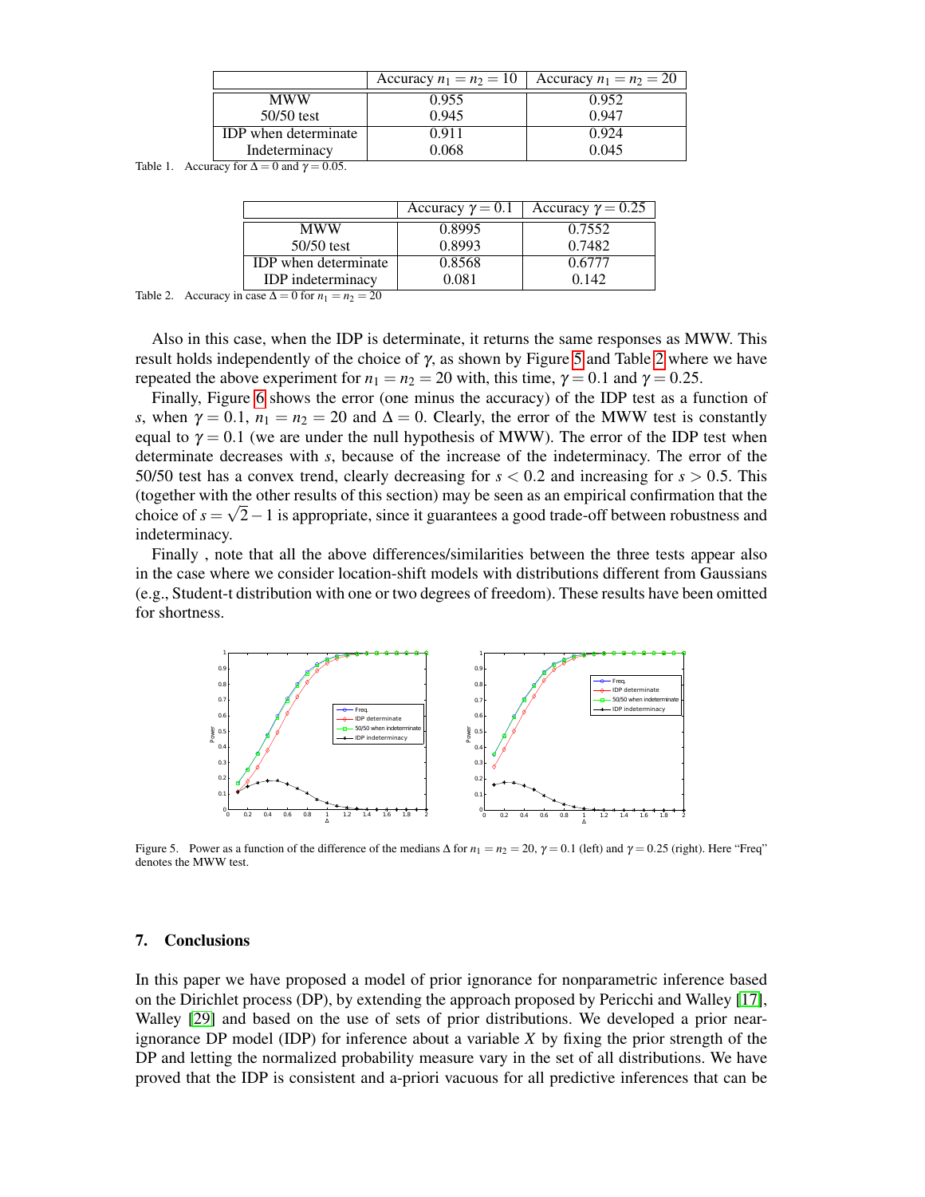|  | Accuracy $n_1 = n_2 = 10$ | Accuracy $n_1 = n_2 = 20$ |
|---|---|---|
| MWW | 0.955 | 0.952 |
| 50/50 test | 0.945 | 0.947 |
| IDP when determinate | 0.911 | 0.924 |
| Indeterminacy | 0.068 | 0.045 |

Table 1. Accuracy for $\Delta = 0$ and $\gamma = 0.05$.

|  | Accuracy $\gamma = 0.1$ | Accuracy $\gamma = 0.25$ |
|---|---|---|
| MWW | 0.8995 | 0.7552 |
| 50/50 test | 0.8993 | 0.7482 |
| IDP when determinate | 0.8568 | 0.6777 |
| IDP indeterminacy | 0.081 | 0.142 |

Table 2. Accuracy in case $\Delta = 0$ for $n_1 = n_2 = 20$

Also in this case, when the IDP is determinate, it returns the same responses as MWW. This result holds independently of the choice of $\gamma$, as shown by Figure 5 and Table 2 where we have repeated the above experiment for $n_1 = n_2 = 20$ with, this time, $\gamma = 0.1$ and $\gamma = 0.25$.

Finally, Figure 6 shows the error (one minus the accuracy) of the IDP test as a function of $s$, when $\gamma = 0.1$, $n_1 = n_2 = 20$ and $\Delta = 0$. Clearly, the error of the MWW test is constantly equal to $\gamma = 0.1$ (we are under the null hypothesis of MWW). The error of the IDP test when determinate decreases with $s$, because of the increase of the indeterminacy. The error of the 50/50 test has a convex trend, clearly decreasing for $s < 0.2$ and increasing for $s > 0.5$. This (together with the other results of this section) may be seen as an empirical confirmation that the choice of $s = \sqrt{2} - 1$ is appropriate, since it guarantees a good trade-off between robustness and indeterminacy.

Finally , note that all the above differences/similarities between the three tests appear also in the case where we consider location-shift models with distributions different from Gaussians (e.g., Student-t distribution with one or two degrees of freedom). These results have been omitted for shortness.

Figure 5. Power as a function of the difference of the medians $\Delta$ for $n_1 = n_2 = 20$, $\gamma = 0.1$ (left) and $\gamma = 0.25$ (right). Here "Freq" denotes the MWW test.

## 7. Conclusions

In this paper we have proposed a model of prior ignorance for nonparametric inference based on the Dirichlet process (DP), by extending the approach proposed by Pericchi and Walley [17], Walley [29] and based on the use of sets of prior distributions. We developed a prior near-ignorance DP model (IDP) for inference about a variable $X$ by fixing the prior strength of the DP and letting the normalized probability measure vary in the set of all distributions. We have proved that the IDP is consistent and a-priori vacuous for all predictive inferences that can be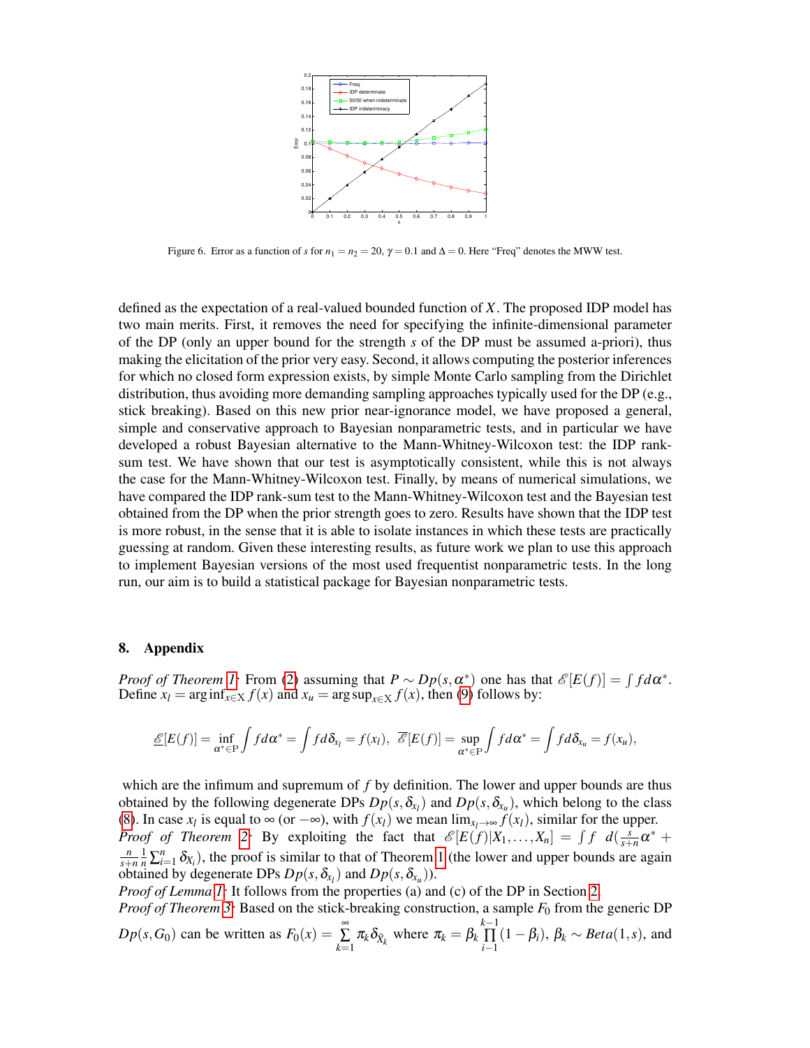Figure 6. Error as a function of $s$ for $n_1 = n_2 = 20$, $\gamma = 0.1$ and $\Delta = 0$. Here "Freq" denotes the MWW test.

defined as the expectation of a real-valued bounded function of $X$. The proposed IDP model has two main merits. First, it removes the need for specifying the infinite-dimensional parameter of the DP (only an upper bound for the strength $s$ of the DP must be assumed a-priori), thus making the elicitation of the prior very easy. Second, it allows computing the posterior inferences for which no closed form expression exists, by simple Monte Carlo sampling from the Dirichlet distribution, thus avoiding more demanding sampling approaches typically used for the DP (e.g., stick breaking). Based on this new prior near-ignorance model, we have proposed a general, simple and conservative approach to Bayesian nonparametric tests, and in particular we have developed a robust Bayesian alternative to the Mann-Whitney-Wilcoxon test: the IDP rank-sum test. We have shown that our test is asymptotically consistent, while this is not always the case for the Mann-Whitney-Wilcoxon test. Finally, by means of numerical simulations, we have compared the IDP rank-sum test to the Mann-Whitney-Wilcoxon test and the Bayesian test obtained from the DP when the prior strength goes to zero. Results have shown that the IDP test is more robust, in the sense that it is able to isolate instances in which these tests are practically guessing at random. Given these interesting results, as future work we plan to use this approach to implement Bayesian versions of the most used frequentist nonparametric tests. In the long run, our aim is to build a statistical package for Bayesian nonparametric tests.

## 8. Appendix

*Proof of Theorem 1:* From (2) assuming that $P \sim Dp(s, \alpha^*)$ one has that $\mathscr{E}[E(f)] = \int f d\alpha^*$. Define $x_l = \arg\inf_{x \in \mathbb{X}} f(x)$ and $x_u = \arg\sup_{x \in \mathbb{X}} f(x)$, then (9) follows by:

$$\underline{\mathscr{E}}[E(f)] = \inf_{\alpha^* \in \mathrm{P}} \int f d\alpha^* = \int f d\delta_{x_l} = f(x_l), \;\; \overline{\mathscr{E}}[E(f)] = \sup_{\alpha^* \in \mathrm{P}} \int f d\alpha^* = \int f d\delta_{x_u} = f(x_u),$$

which are the infimum and supremum of $f$ by definition. The lower and upper bounds are thus obtained by the following degenerate DPs $Dp(s, \delta_{x_l})$ and $Dp(s, \delta_{x_u})$, which belong to the class (8). In case $x_l$ is equal to $\infty$ (or $-\infty$), with $f(x_l)$ we mean $\lim_{x_l \to \infty} f(x_l)$, similar for the upper.

*Proof of Theorem 2:* By exploiting the fact that $\mathscr{E}[E(f)|X_1, \ldots, X_n] = \int f \;\; d(\frac{s}{s+n}\alpha^* + \frac{n}{s+n}\frac{1}{n}\sum_{i=1}^{n}\delta_{X_i})$, the proof is similar to that of Theorem 1 (the lower and upper bounds are again obtained by degenerate DPs $Dp(s, \delta_{x_l})$ and $Dp(s, \delta_{x_u})$).

*Proof of Lemma 1:* It follows from the properties (a) and (c) of the DP in Section 2.

*Proof of Theorem 3:* Based on the stick-breaking construction, a sample $F_0$ from the generic DP $Dp(s, G_0)$ can be written as $F_0(x) = \sum_{k=1}^{\infty} \pi_k \delta_{\tilde{X}_k}$ where $\pi_k = \beta_k \prod_{i-1}^{k-1}(1 - \beta_i)$, $\beta_k \sim Beta(1, s)$, and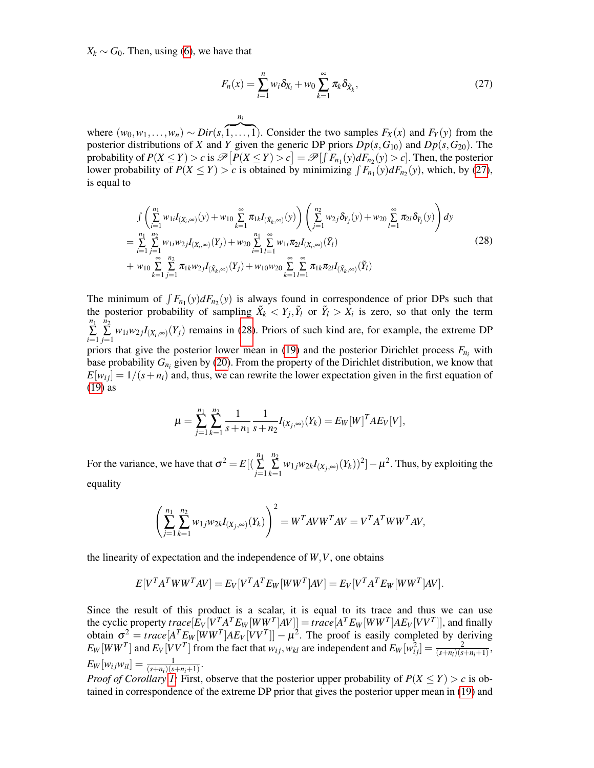$X_k \sim G_0$. Then, using (6), we have that

$$F_n(x) = \sum_{i=1}^{n} w_i \delta_{X_i} + w_0 \sum_{k=1}^{\infty} \pi_k \delta_{\tilde{X}_k}, \tag{27}$$

where $(w_0, w_1, \ldots, w_n) \sim Dir(s, \overbrace{1, \ldots, 1}^{n_i})$. Consider the two samples $F_X(x)$ and $F_Y(y)$ from the posterior distributions of $X$ and $Y$ given the generic DP priors $Dp(s, G_{10})$ and $Dp(s, G_{20})$. The probability of $P(X \leq Y) > c$ is $\mathscr{P}\left[P(X \leq Y) > c\right] = \mathscr{P}[\int F_{n_1}(y) dF_{n_2}(y) > c]$. Then, the posterior lower probability of $P(X \leq Y) > c$ is obtained by minimizing $\int F_{n_1}(y) dF_{n_2}(y)$, which, by (27), is equal to

$$\begin{array}{l}
\int \left( \sum\limits_{i=1}^{n_1} w_{1i} I_{(X_i,\infty)}(y) + w_{10} \sum\limits_{k=1}^{\infty} \pi_{1k} I_{(\tilde{X}_k,\infty)}(y) \right) \left( \sum\limits_{j=1}^{n_2} w_{2j} \delta_{Y_j}(y) + w_{20} \sum\limits_{l=1}^{\infty} \pi_{2l} \delta_{\tilde{Y}_l}(y) \right) dy \\
= \sum\limits_{i=1}^{n_1} \sum\limits_{j=1}^{n_2} w_{1i} w_{2j} I_{(X_i,\infty)}(Y_j) + w_{20} \sum\limits_{i=1}^{n_1} \sum\limits_{l=1}^{\infty} w_{1i} \pi_{2l} I_{(X_i,\infty)}(\tilde{Y}_l) \\
+\ w_{10} \sum\limits_{k=1}^{\infty} \sum\limits_{j=1}^{n_2} \pi_{1k} w_{2j} I_{(\tilde{X}_k,\infty)}(Y_j) + w_{10} w_{20} \sum\limits_{k=1}^{\infty} \sum\limits_{l=1}^{\infty} \pi_{1k} \pi_{2l} I_{(\tilde{X}_k,\infty)}(\tilde{Y}_l)
\end{array} \tag{28}$$

The minimum of $\int F_{n_1}(y) dF_{n_2}(y)$ is always found in correspondence of prior DPs such that the posterior probability of sampling $\tilde{X}_k < Y_j, \tilde{Y}_l$ or $\tilde{Y}_l > X_i$ is zero, so that only the term $\sum\limits_{i=1}^{n_1} \sum\limits_{j=1}^{n_2} w_{1i} w_{2j} I_{(X_i,\infty)}(Y_j)$ remains in (28). Priors of such kind are, for example, the extreme DP priors that give the posterior lower mean in (19) and the posterior Dirichlet process $F_{n_i}$ with base probability $G_{n_i}$ given by (20). From the property of the Dirichlet distribution, we know that $E[w_{ij}] = 1/(s+n_i)$ and, thus, we can rewrite the lower expectation given in the first equation of (19) as

$$\mu = \sum_{j=1}^{n_1} \sum_{k=1}^{n_2} \frac{1}{s+n_1} \frac{1}{s+n_2} I_{(X_j,\infty)}(Y_k) = E_W[W]^T A E_V[V],$$

For the variance, we have that $\sigma^2 = E[(\sum\limits_{j=1}^{n_1} \sum\limits_{k=1}^{n_2} w_{1j} w_{2k} I_{(X_j,\infty)}(Y_k))^2] - \mu^2$. Thus, by exploiting the equality

$$\left( \sum_{j=1}^{n_1} \sum_{k=1}^{n_2} w_{1j} w_{2k} I_{(X_j,\infty)}(Y_k) \right)^2 = W^T A V W^T A V = V^T A^T W W^T A V,$$

the linearity of expectation and the independence of $W, V$, one obtains

$$E[V^T A^T W W^T A V] = E_V[V^T A^T E_W[W W^T] A V] = E_V[V^T A^T E_W[W W^T] A V].$$

Since the result of this product is a scalar, it is equal to its trace and thus we can use the cyclic property $trace[E_V[V^T A^T E_W[W W^T] A V]] = trace[A^T E_W[W W^T] A E_V[V V^T]]$, and finally obtain $\sigma^2 = trace[A^T E_W[W W^T] A E_V[V V^T]] - \mu^2$. The proof is easily completed by deriving $E_W[W W^T]$ and $E_V[V V^T]$ from the fact that $w_{ij}, w_{kl}$ are independent and $E_W[w_{ij}^2] = \frac{2}{(s+n_i)(s+n_i+1)}$, $E_W[w_{ij} w_{il}] = \frac{1}{(s+n_i)(s+n_i+1)}$.

*Proof of Corollary 1:* First, observe that the posterior upper probability of $P(X \leq Y) > c$ is obtained in correspondence of the extreme DP prior that gives the posterior upper mean in (19) and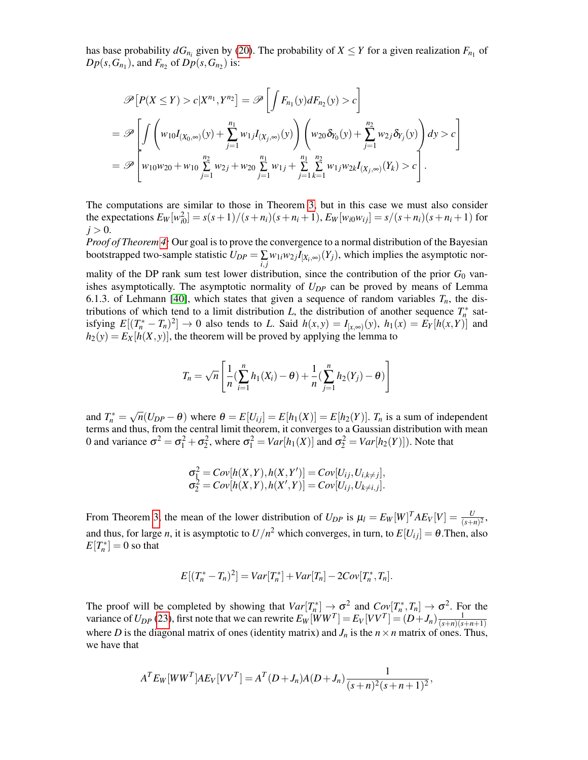has base probability $dG_{n_i}$ given by (20). The probability of $X \leq Y$ for a given realization $F_{n_1}$ of $Dp(s, G_{n_1})$, and $F_{n_2}$ of $Dp(s, G_{n_2})$ is:

$$
\begin{aligned}
&\mathscr{P}\left[P(X \leq Y) > c | X^{n_1}, Y^{n_2}\right] = \mathscr{P}\left[\int F_{n_1}(y) dF_{n_2}(y) > c\right] \\
&= \mathscr{P}\left[\int \left(w_{10} I_{(X_0,\infty)}(y) + \sum_{j=1}^{n_1} w_{1j} I_{(X_j,\infty)}(y)\right)\left(w_{20}\delta_{Y_0}(y) + \sum_{j=1}^{n_2} w_{2j}\delta_{Y_j}(y)\right) dy > c\right] \\
&= \mathscr{P}\left[w_{10}w_{20} + w_{10}\sum_{j=1}^{n_2} w_{2j} + w_{20}\sum_{j=1}^{n_1} w_{1j} + \sum_{j=1}^{n_1}\sum_{k=1}^{n_2} w_{1j}w_{2k} I_{(X_j,\infty)}(Y_k) > c\right].
\end{aligned}
$$

The computations are similar to those in Theorem 3, but in this case we must also consider the expectations $E_W[w_{i0}^2] = s(s+1)/(s+n_i)(s+n_i+1)$, $E_W[w_{i0}w_{ij}] = s/(s+n_i)(s+n_i+1)$ for $j > 0$.

*Proof of Theorem 4:* Our goal is to prove the convergence to a normal distribution of the Bayesian bootstrapped two-sample statistic $U_{DP} = \sum_{i,j} w_{1i}w_{2j} I_{[X_i,\infty)}(Y_j)$, which implies the asymptotic normality of the DP rank sum test lower distribution, since the contribution of the prior $G_0$ vanishes asymptotically. The asymptotic normality of $U_{DP}$ can be proved by means of Lemma 6.1.3. of Lehmann [40], which states that given a sequence of random variables $T_n$, the distributions of which tend to a limit distribution $L$, the distribution of another sequence $T_n^*$ satisfying $E[(T_n^* - T_n)^2] \to 0$ also tends to $L$. Said $h(x,y) = I_{[x,\infty)}(y)$, $h_1(x) = E_Y[h(x,Y)]$ and $h_2(y) = E_X[h(X,y)]$, the theorem will be proved by applying the lemma to

$$
T_n = \sqrt{n}\left[\frac{1}{n}\left(\sum_{i=1}^{n} h_1(X_i) - \theta\right) + \frac{1}{n}\left(\sum_{j=1}^{n} h_2(Y_j) - \theta\right)\right]
$$

and $T_n^* = \sqrt{n}(U_{DP} - \theta)$ where $\theta = E[U_{ij}] = E[h_1(X)] = E[h_2(Y)]$. $T_n$ is a sum of independent terms and thus, from the central limit theorem, it converges to a Gaussian distribution with mean 0 and variance $\sigma^2 = \sigma_1^2 + \sigma_2^2$, where $\sigma_1^2 = Var[h_1(X)]$ and $\sigma_2^2 = Var[h_2(Y)]$). Note that

$$
\begin{aligned}
\sigma_1^2 &= Cov[h(X,Y), h(X,Y')] = Cov[U_{ij}, U_{i,k\neq j}], \\
\sigma_2^2 &= Cov[h(X,Y), h(X',Y)] = Cov[U_{ij}, U_{k\neq i,j}].
\end{aligned}
$$

From Theorem 3, the mean of the lower distribution of $U_{DP}$ is $\mu_l = E_W[W]^T A E_V[V] = \frac{U}{(s+n)^2}$, and thus, for large $n$, it is asymptotic to $U/n^2$ which converges, in turn, to $E[U_{ij}] = \theta$. Then, also $E[T_n^*] = 0$ so that

$$
E[(T_n^* - T_n)^2] = Var[T_n^*] + Var[T_n] - 2Cov[T_n^*, T_n].
$$

The proof will be completed by showing that $Var[T_n^*] \to \sigma^2$ and $Cov[T_n^*, T_n] \to \sigma^2$. For the variance of $U_{DP}$ (23), first note that we can rewrite $E_W[WW^T] = E_V[VV^T] = (D + J_n)\frac{1}{(s+n)(s+n+1)}$ where $D$ is the diagonal matrix of ones (identity matrix) and $J_n$ is the $n \times n$ matrix of ones. Thus, we have that

$$
A^T E_W[WW^T] A E_V[VV^T] = A^T(D + J_n)A(D + J_n)\frac{1}{(s+n)^2(s+n+1)^2},
$$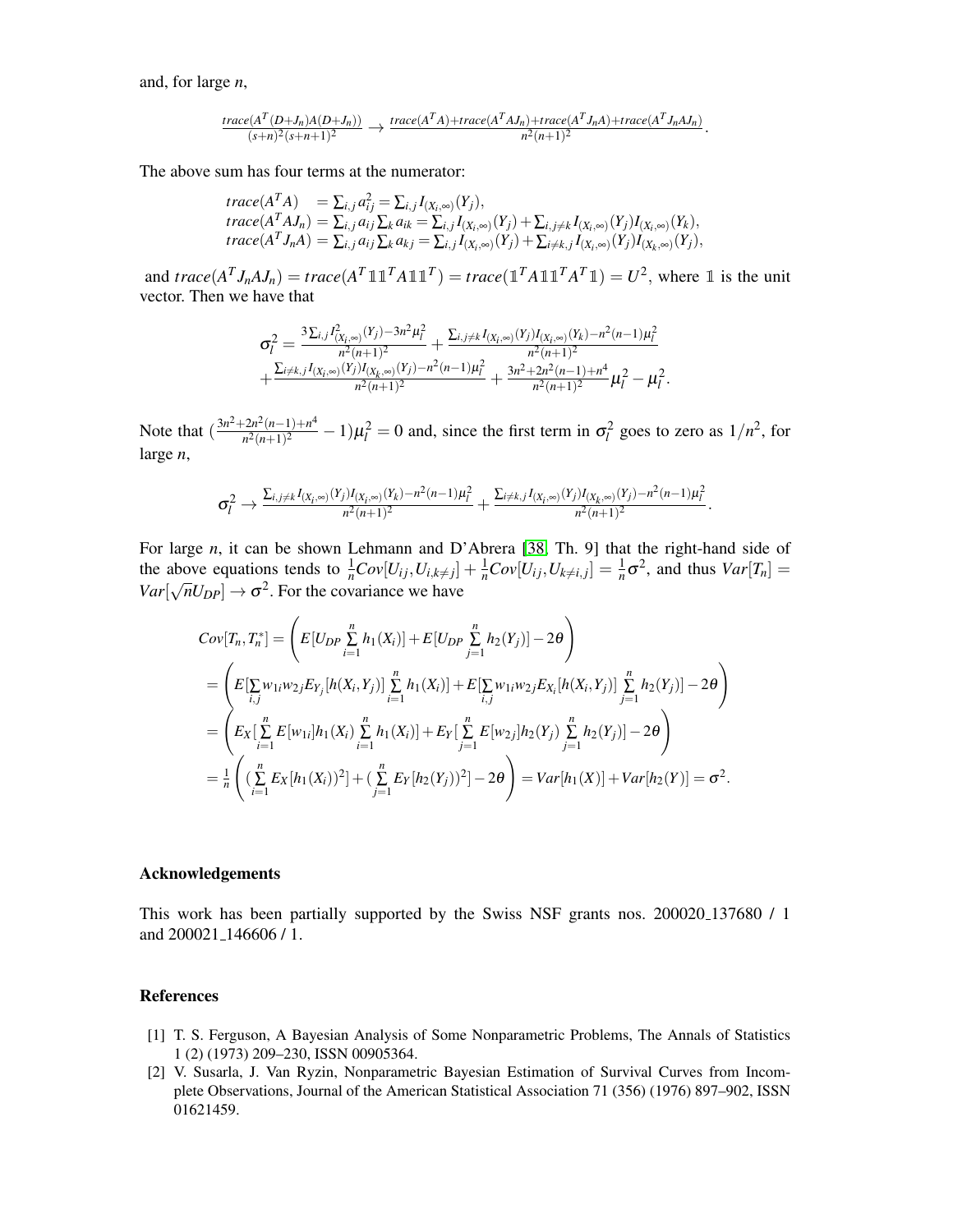and, for large $n$,

$$\frac{trace(A^T(D+J_n)A(D+J_n))}{(s+n)^2(s+n+1)^2} \to \frac{trace(A^TA)+trace(A^TAJ_n)+trace(A^TJ_nA)+trace(A^TJ_nAJ_n)}{n^2(n+1)^2}.$$

The above sum has four terms at the numerator:

$$\begin{aligned}
trace(A^TA) &= \sum_{i,j} a_{ij}^2 = \sum_{i,j} I_{(X_i,\infty)}(Y_j),\\
trace(A^TAJ_n) &= \sum_{i,j} a_{ij}\sum_k a_{ik} = \sum_{i,j} I_{(X_i,\infty)}(Y_j) + \sum_{i,j\neq k} I_{(X_i,\infty)}(Y_j)I_{(X_i,\infty)}(Y_k),\\
trace(A^TJ_nA) &= \sum_{i,j} a_{ij}\sum_k a_{kj} = \sum_{i,j} I_{(X_i,\infty)}(Y_j) + \sum_{i\neq k,j} I_{(X_i,\infty)}(Y_j)I_{(X_k,\infty)}(Y_j),
\end{aligned}$$

and $trace(A^TJ_nAJ_n) = trace(A^T\mathbb{1}\mathbb{1}^TA\mathbb{1}\mathbb{1}^T) = trace(\mathbb{1}^TA\mathbb{1}\mathbb{1}^TA^T\mathbb{1}) = U^2$, where $\mathbb{1}$ is the unit vector. Then we have that

$$\begin{aligned}
\sigma_l^2 = &\frac{3\sum_{i,j} I^2_{(X_i,\infty)}(Y_j) - 3n^2\mu_l^2}{n^2(n+1)^2} + \frac{\sum_{i,j\neq k} I_{(X_i,\infty)}(Y_j)I_{(X_i,\infty)}(Y_k) - n^2(n-1)\mu_l^2}{n^2(n+1)^2}\\
&+\frac{\sum_{i\neq k,j} I_{(X_i,\infty)}(Y_j)I_{(X_k,\infty)}(Y_j) - n^2(n-1)\mu_l^2}{n^2(n+1)^2} + \frac{3n^2+2n^2(n-1)+n^4}{n^2(n+1)^2}\mu_l^2 - \mu_l^2.
\end{aligned}$$

Note that $(\frac{3n^2+2n^2(n-1)+n^4}{n^2(n+1)^2} - 1)\mu_l^2 = 0$ and, since the first term in $\sigma_l^2$ goes to zero as $1/n^2$, for large $n$,

$$\sigma_l^2 \to \frac{\sum_{i,j\neq k} I_{(X_i,\infty)}(Y_j)I_{(X_i,\infty)}(Y_k) - n^2(n-1)\mu_l^2}{n^2(n+1)^2} + \frac{\sum_{i\neq k,j} I_{(X_i,\infty)}(Y_j)I_{(X_k,\infty)}(Y_j) - n^2(n-1)\mu_l^2}{n^2(n+1)^2}.$$

For large $n$, it can be shown Lehmann and D'Abrera [38, Th. 9] that the right-hand side of the above equations tends to $\frac{1}{n}Cov[U_{ij},U_{i,k\neq j}] + \frac{1}{n}Cov[U_{ij},U_{k\neq i,j}] = \frac{1}{n}\sigma^2$, and thus $Var[T_n] = Var[\sqrt{n}U_{DP}] \to \sigma^2$. For the covariance we have

$$\begin{aligned}
Cov[T_n,T_n^*] &= \left(E[U_{DP}\sum_{i=1}^n h_1(X_i)] + E[U_{DP}\sum_{j=1}^n h_2(Y_j)] - 2\theta\right)\\
&= \left(E[\sum_{i,j} w_{1i}w_{2j}E_{Y_j}[h(X_i,Y_j)]\sum_{i=1}^n h_1(X_i)] + E[\sum_{i,j} w_{1i}w_{2j}E_{X_i}[h(X_i,Y_j)]\sum_{j=1}^n h_2(Y_j)] - 2\theta\right)\\
&= \left(E_X[\sum_{i=1}^n E[w_{1i}]h_1(X_i)\sum_{i=1}^n h_1(X_i)] + E_Y[\sum_{j=1}^n E[w_{2j}]h_2(Y_j)\sum_{j=1}^n h_2(Y_j)] - 2\theta\right)\\
&= \frac{1}{n}\left((\sum_{i=1}^n E_X[h_1(X_i))^2] + (\sum_{j=1}^n E_Y[h_2(Y_j))^2] - 2\theta\right) = Var[h_1(X)] + Var[h_2(Y)] = \sigma^2.
\end{aligned}$$

## Acknowledgements

This work has been partially supported by the Swiss NSF grants nos. 200020_137680 / 1 and 200021_146606 / 1.

## References

[1] T. S. Ferguson, A Bayesian Analysis of Some Nonparametric Problems, The Annals of Statistics 1 (2) (1973) 209–230, ISSN 00905364.

[2] V. Susarla, J. Van Ryzin, Nonparametric Bayesian Estimation of Survival Curves from Incomplete Observations, Journal of the American Statistical Association 71 (356) (1976) 897–902, ISSN 01621459.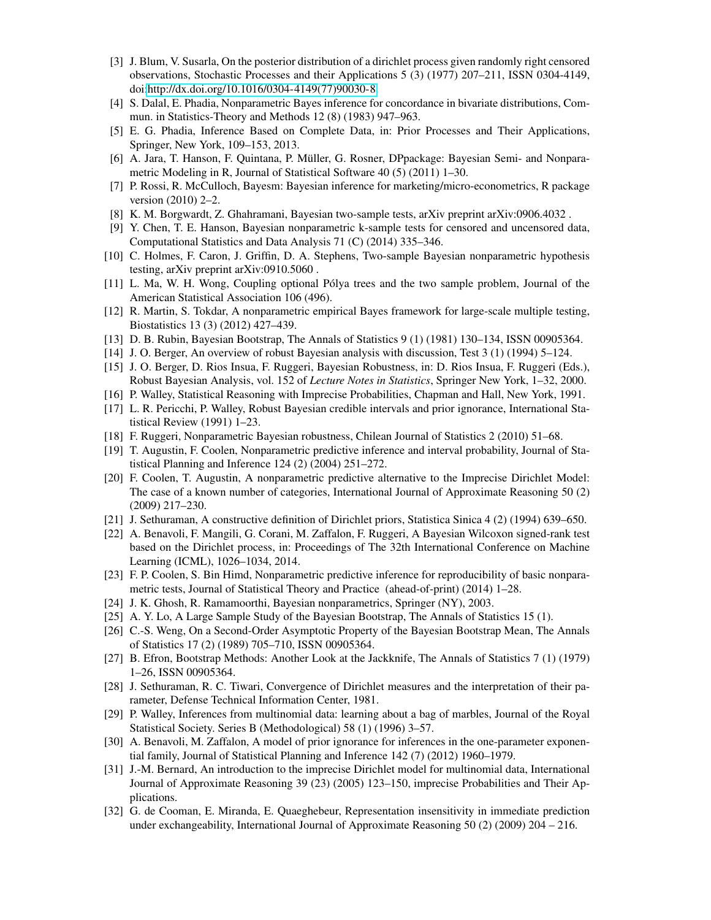[3] J. Blum, V. Susarla, On the posterior distribution of a dirichlet process given randomly right censored observations, Stochastic Processes and their Applications 5 (3) (1977) 207–211, ISSN 0304-4149, doi:http://dx.doi.org/10.1016/0304-4149(77)90030-8.

[4] S. Dalal, E. Phadia, Nonparametric Bayes inference for concordance in bivariate distributions, Commun. in Statistics-Theory and Methods 12 (8) (1983) 947–963.

[5] E. G. Phadia, Inference Based on Complete Data, in: Prior Processes and Their Applications, Springer, New York, 109–153, 2013.

[6] A. Jara, T. Hanson, F. Quintana, P. Müller, G. Rosner, DPpackage: Bayesian Semi- and Nonparametric Modeling in R, Journal of Statistical Software 40 (5) (2011) 1–30.

[7] P. Rossi, R. McCulloch, Bayesm: Bayesian inference for marketing/micro-econometrics, R package version (2010) 2–2.

[8] K. M. Borgwardt, Z. Ghahramani, Bayesian two-sample tests, arXiv preprint arXiv:0906.4032 .

[9] Y. Chen, T. E. Hanson, Bayesian nonparametric k-sample tests for censored and uncensored data, Computational Statistics and Data Analysis 71 (C) (2014) 335–346.

[10] C. Holmes, F. Caron, J. Griffin, D. A. Stephens, Two-sample Bayesian nonparametric hypothesis testing, arXiv preprint arXiv:0910.5060 .

[11] L. Ma, W. H. Wong, Coupling optional Pólya trees and the two sample problem, Journal of the American Statistical Association 106 (496).

[12] R. Martin, S. Tokdar, A nonparametric empirical Bayes framework for large-scale multiple testing, Biostatistics 13 (3) (2012) 427–439.

[13] D. B. Rubin, Bayesian Bootstrap, The Annals of Statistics 9 (1) (1981) 130–134, ISSN 00905364.

[14] J. O. Berger, An overview of robust Bayesian analysis with discussion, Test 3 (1) (1994) 5–124.

[15] J. O. Berger, D. Rios Insua, F. Ruggeri, Bayesian Robustness, in: D. Rios Insua, F. Ruggeri (Eds.), Robust Bayesian Analysis, vol. 152 of *Lecture Notes in Statistics*, Springer New York, 1–32, 2000.

[16] P. Walley, Statistical Reasoning with Imprecise Probabilities, Chapman and Hall, New York, 1991.

[17] L. R. Pericchi, P. Walley, Robust Bayesian credible intervals and prior ignorance, International Statistical Review (1991) 1–23.

[18] F. Ruggeri, Nonparametric Bayesian robustness, Chilean Journal of Statistics 2 (2010) 51–68.

[19] T. Augustin, F. Coolen, Nonparametric predictive inference and interval probability, Journal of Statistical Planning and Inference 124 (2) (2004) 251–272.

[20] F. Coolen, T. Augustin, A nonparametric predictive alternative to the Imprecise Dirichlet Model: The case of a known number of categories, International Journal of Approximate Reasoning 50 (2) (2009) 217–230.

[21] J. Sethuraman, A constructive definition of Dirichlet priors, Statistica Sinica 4 (2) (1994) 639–650.

[22] A. Benavoli, F. Mangili, G. Corani, M. Zaffalon, F. Ruggeri, A Bayesian Wilcoxon signed-rank test based on the Dirichlet process, in: Proceedings of The 32th International Conference on Machine Learning (ICML), 1026–1034, 2014.

[23] F. P. Coolen, S. Bin Himd, Nonparametric predictive inference for reproducibility of basic nonparametric tests, Journal of Statistical Theory and Practice (ahead-of-print) (2014) 1–28.

[24] J. K. Ghosh, R. Ramamoorthi, Bayesian nonparametrics, Springer (NY), 2003.

[25] A. Y. Lo, A Large Sample Study of the Bayesian Bootstrap, The Annals of Statistics 15 (1).

[26] C.-S. Weng, On a Second-Order Asymptotic Property of the Bayesian Bootstrap Mean, The Annals of Statistics 17 (2) (1989) 705–710, ISSN 00905364.

[27] B. Efron, Bootstrap Methods: Another Look at the Jackknife, The Annals of Statistics 7 (1) (1979) 1–26, ISSN 00905364.

[28] J. Sethuraman, R. C. Tiwari, Convergence of Dirichlet measures and the interpretation of their parameter, Defense Technical Information Center, 1981.

[29] P. Walley, Inferences from multinomial data: learning about a bag of marbles, Journal of the Royal Statistical Society. Series B (Methodological) 58 (1) (1996) 3–57.

[30] A. Benavoli, M. Zaffalon, A model of prior ignorance for inferences in the one-parameter exponential family, Journal of Statistical Planning and Inference 142 (7) (2012) 1960–1979.

[31] J.-M. Bernard, An introduction to the imprecise Dirichlet model for multinomial data, International Journal of Approximate Reasoning 39 (23) (2005) 123–150, imprecise Probabilities and Their Applications.

[32] G. de Cooman, E. Miranda, E. Quaeghebeur, Representation insensitivity in immediate prediction under exchangeability, International Journal of Approximate Reasoning 50 (2) (2009) 204 – 216.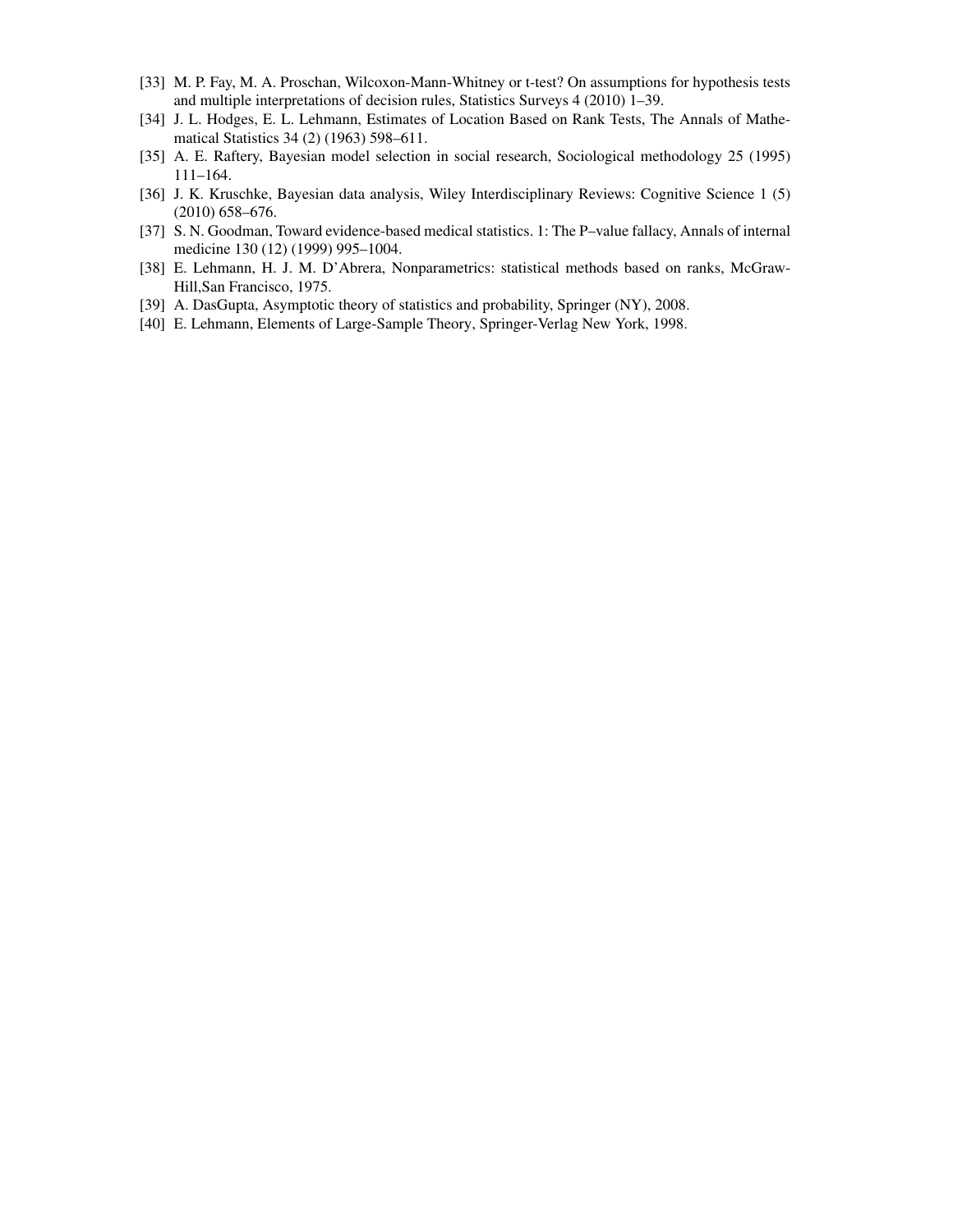[33] M. P. Fay, M. A. Proschan, Wilcoxon-Mann-Whitney or t-test? On assumptions for hypothesis tests and multiple interpretations of decision rules, Statistics Surveys 4 (2010) 1–39.

[34] J. L. Hodges, E. L. Lehmann, Estimates of Location Based on Rank Tests, The Annals of Mathematical Statistics 34 (2) (1963) 598–611.

[35] A. E. Raftery, Bayesian model selection in social research, Sociological methodology 25 (1995) 111–164.

[36] J. K. Kruschke, Bayesian data analysis, Wiley Interdisciplinary Reviews: Cognitive Science 1 (5) (2010) 658–676.

[37] S. N. Goodman, Toward evidence-based medical statistics. 1: The P–value fallacy, Annals of internal medicine 130 (12) (1999) 995–1004.

[38] E. Lehmann, H. J. M. D'Abrera, Nonparametrics: statistical methods based on ranks, McGraw-Hill,San Francisco, 1975.

[39] A. DasGupta, Asymptotic theory of statistics and probability, Springer (NY), 2008.

[40] E. Lehmann, Elements of Large-Sample Theory, Springer-Verlag New York, 1998.